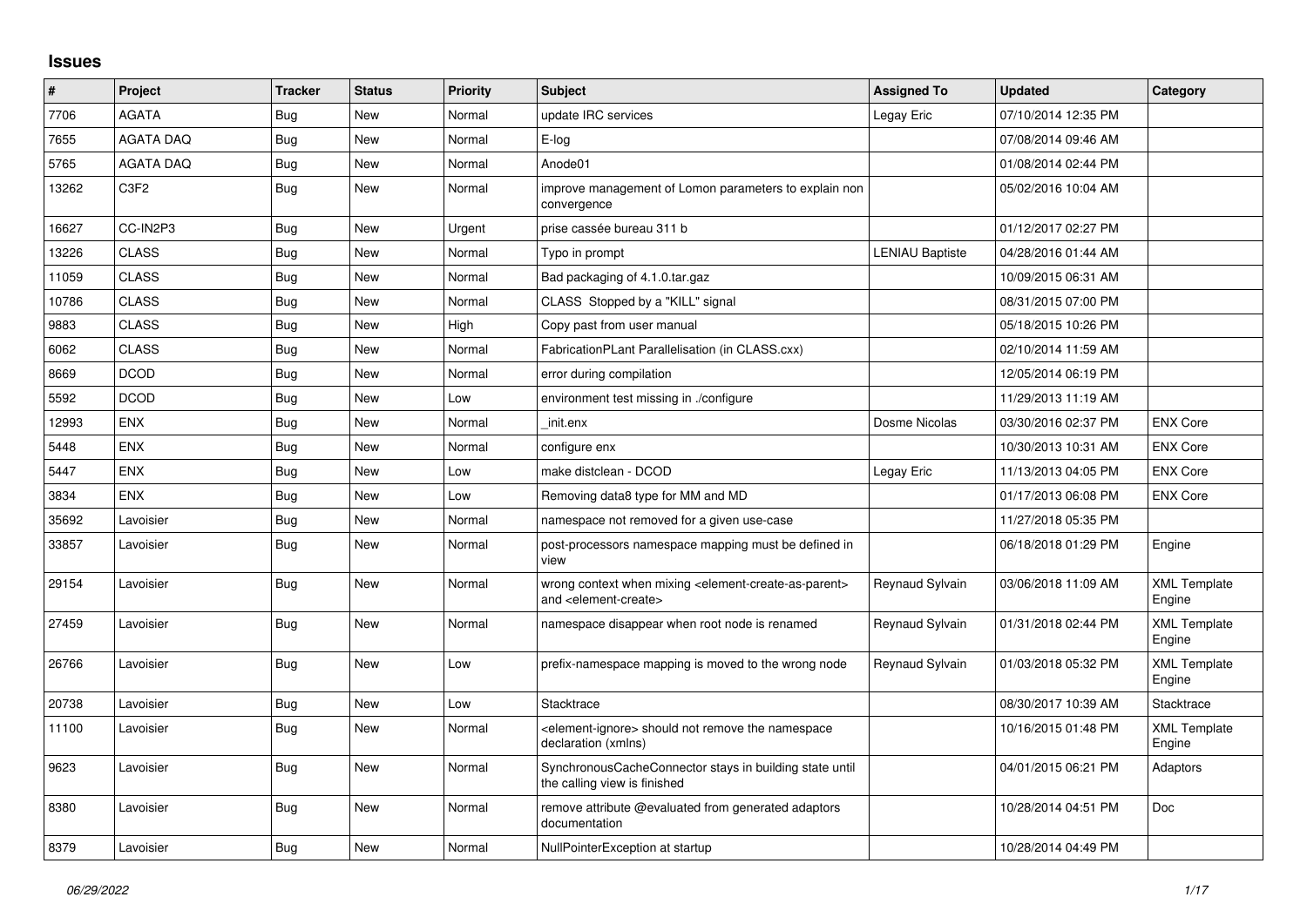## Issues

| # | Project | Tracker | Status | Priority | Subject | Assigned To | Updated | Category |
|---|---|---|---|---|---|---|---|---|
| 7706 | AGATA | Bug | New | Normal | update IRC services | Legay Eric | 07/10/2014 12:35 PM | |
| 7655 | AGATA DAQ | Bug | New | Normal | E-log | | 07/08/2014 09:46 AM | |
| 5765 | AGATA DAQ | Bug | New | Normal | Anode01 | | 01/08/2014 02:44 PM | |
| 13262 | C3F2 | Bug | New | Normal | improve management of Lomon parameters to explain non convergence | | 05/02/2016 10:04 AM | |
| 16627 | CC-IN2P3 | Bug | New | Urgent | prise cassée bureau 311 b | | 01/12/2017 02:27 PM | |
| 13226 | CLASS | Bug | New | Normal | Typo in prompt | LENIAU Baptiste | 04/28/2016 01:44 AM | |
| 11059 | CLASS | Bug | New | Normal | Bad packaging of 4.1.0.tar.gaz | | 10/09/2015 06:31 AM | |
| 10786 | CLASS | Bug | New | Normal | CLASS Stopped by a "KILL" signal | | 08/31/2015 07:00 PM | |
| 9883 | CLASS | Bug | New | High | Copy past from user manual | | 05/18/2015 10:26 PM | |
| 6062 | CLASS | Bug | New | Normal | FabricationPLant Parallelisation (in CLASS.cxx) | | 02/10/2014 11:59 AM | |
| 8669 | DCOD | Bug | New | Normal | error during compilation | | 12/05/2014 06:19 PM | |
| 5592 | DCOD | Bug | New | Low | environment test missing in ./configure | | 11/29/2013 11:19 AM | |
| 12993 | ENX | Bug | New | Normal | _init.enx | Dosme Nicolas | 03/30/2016 02:37 PM | ENX Core |
| 5448 | ENX | Bug | New | Normal | configure enx | | 10/30/2013 10:31 AM | ENX Core |
| 5447 | ENX | Bug | New | Low | make distclean - DCOD | Legay Eric | 11/13/2013 04:05 PM | ENX Core |
| 3834 | ENX | Bug | New | Low | Removing data8 type for MM and MD | | 01/17/2013 06:08 PM | ENX Core |
| 35692 | Lavoisier | Bug | New | Normal | namespace not removed for a given use-case | | 11/27/2018 05:35 PM | |
| 33857 | Lavoisier | Bug | New | Normal | post-processors namespace mapping must be defined in view | | 06/18/2018 01:29 PM | Engine |
| 29154 | Lavoisier | Bug | New | Normal | wrong context when mixing <element-create-as-parent> and <element-create> | Reynaud Sylvain | 03/06/2018 11:09 AM | XML Template Engine |
| 27459 | Lavoisier | Bug | New | Normal | namespace disappear when root node is renamed | Reynaud Sylvain | 01/31/2018 02:44 PM | XML Template Engine |
| 26766 | Lavoisier | Bug | New | Low | prefix-namespace mapping is moved to the wrong node | Reynaud Sylvain | 01/03/2018 05:32 PM | XML Template Engine |
| 20738 | Lavoisier | Bug | New | Low | Stacktrace | | 08/30/2017 10:39 AM | Stacktrace |
| 11100 | Lavoisier | Bug | New | Normal | <element-ignore> should not remove the namespace declaration (xmlns) | | 10/16/2015 01:48 PM | XML Template Engine |
| 9623 | Lavoisier | Bug | New | Normal | SynchronousCacheConnector stays in building state until the calling view is finished | | 04/01/2015 06:21 PM | Adaptors |
| 8380 | Lavoisier | Bug | New | Normal | remove attribute @evaluated from generated adaptors documentation | | 10/28/2014 04:51 PM | Doc |
| 8379 | Lavoisier | Bug | New | Normal | NullPointerException at startup | | 10/28/2014 04:49 PM | |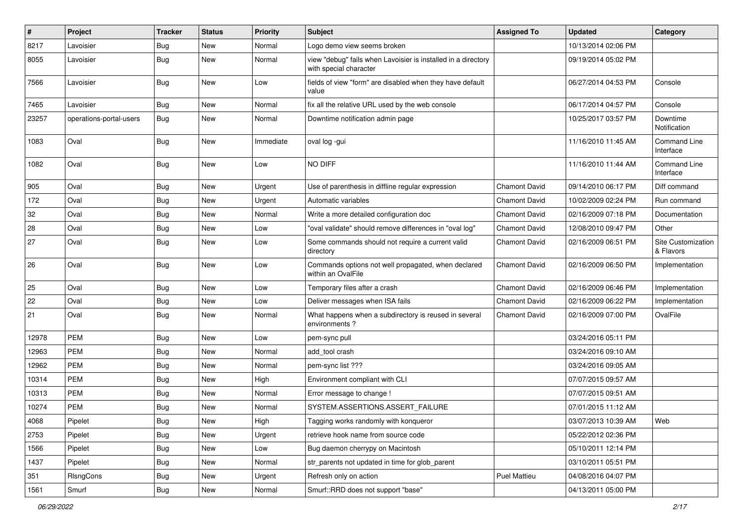| # | Project | Tracker | Status | Priority | Subject | Assigned To | Updated | Category |
|---|---|---|---|---|---|---|---|---|
| 8217 | Lavoisier | Bug | New | Normal | Logo demo view seems broken | | 10/13/2014 02:06 PM | |
| 8055 | Lavoisier | Bug | New | Normal | view "debug" fails when Lavoisier is installed in a directory with special character | | 09/19/2014 05:02 PM | |
| 7566 | Lavoisier | Bug | New | Low | fields of view "form" are disabled when they have default value | | 06/27/2014 04:53 PM | Console |
| 7465 | Lavoisier | Bug | New | Normal | fix all the relative URL used by the web console | | 06/17/2014 04:57 PM | Console |
| 23257 | operations-portal-users | Bug | New | Normal | Downtime notification admin page | | 10/25/2017 03:57 PM | Downtime Notification |
| 1083 | Oval | Bug | New | Immediate | oval log -gui | | 11/16/2010 11:45 AM | Command Line Interface |
| 1082 | Oval | Bug | New | Low | NO DIFF | | 11/16/2010 11:44 AM | Command Line Interface |
| 905 | Oval | Bug | New | Urgent | Use of parenthesis in diffline regular expression | Chamont David | 09/14/2010 06:17 PM | Diff command |
| 172 | Oval | Bug | New | Urgent | Automatic variables | Chamont David | 10/02/2009 02:24 PM | Run command |
| 32 | Oval | Bug | New | Normal | Write a more detailed configuration doc | Chamont David | 02/16/2009 07:18 PM | Documentation |
| 28 | Oval | Bug | New | Low | "oval validate" should remove differences in "oval log" | Chamont David | 12/08/2010 09:47 PM | Other |
| 27 | Oval | Bug | New | Low | Some commands should not require a current valid directory | Chamont David | 02/16/2009 06:51 PM | Site Customization & Flavors |
| 26 | Oval | Bug | New | Low | Commands options not well propagated, when declared within an OvalFile | Chamont David | 02/16/2009 06:50 PM | Implementation |
| 25 | Oval | Bug | New | Low | Temporary files after a crash | Chamont David | 02/16/2009 06:46 PM | Implementation |
| 22 | Oval | Bug | New | Low | Deliver messages when ISA fails | Chamont David | 02/16/2009 06:22 PM | Implementation |
| 21 | Oval | Bug | New | Normal | What happens when a subdirectory is reused in several environments ? | Chamont David | 02/16/2009 07:00 PM | OvalFile |
| 12978 | PEM | Bug | New | Low | pem-sync pull | | 03/24/2016 05:11 PM | |
| 12963 | PEM | Bug | New | Normal | add_tool crash | | 03/24/2016 09:10 AM | |
| 12962 | PEM | Bug | New | Normal | pem-sync list ??? | | 03/24/2016 09:05 AM | |
| 10314 | PEM | Bug | New | High | Environment compliant with CLI | | 07/07/2015 09:57 AM | |
| 10313 | PEM | Bug | New | Normal | Error message to change ! | | 07/07/2015 09:51 AM | |
| 10274 | PEM | Bug | New | Normal | SYSTEM.ASSERTIONS.ASSERT_FAILURE | | 07/01/2015 11:12 AM | |
| 4068 | Pipelet | Bug | New | High | Tagging works randomly with konqueror | | 03/07/2013 10:39 AM | Web |
| 2753 | Pipelet | Bug | New | Urgent | retrieve hook name from source code | | 05/22/2012 02:36 PM | |
| 1566 | Pipelet | Bug | New | Low | Bug daemon cherrypy on Macintosh | | 05/10/2011 12:14 PM | |
| 1437 | Pipelet | Bug | New | Normal | str_parents not updated in time for glob_parent | | 03/10/2011 05:51 PM | |
| 351 | RlsngCons | Bug | New | Urgent | Refresh only on action | Puel Mattieu | 04/08/2016 04:07 PM | |
| 1561 | Smurf | Bug | New | Normal | Smurf::RRD does not support "base" | | 04/13/2011 05:00 PM | |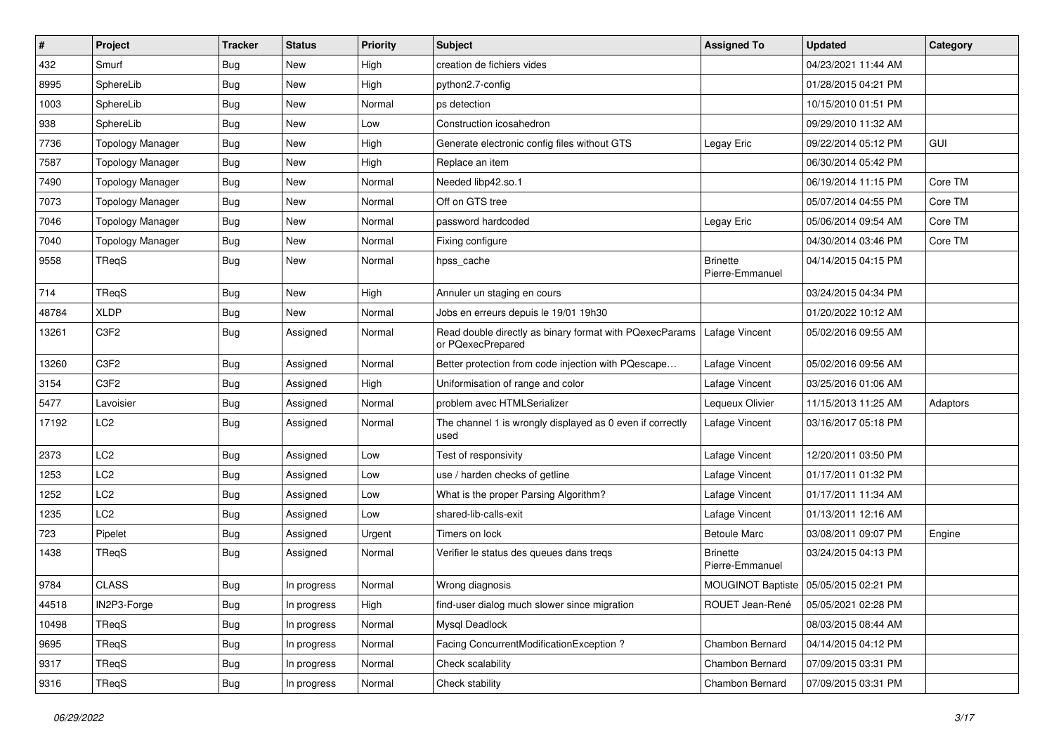| # | Project | Tracker | Status | Priority | Subject | Assigned To | Updated | Category |
|---|---|---|---|---|---|---|---|---|
| 432 | Smurf | Bug | New | High | creation de fichiers vides | | 04/23/2021 11:44 AM | |
| 8995 | SphereLib | Bug | New | High | python2.7-config | | 01/28/2015 04:21 PM | |
| 1003 | SphereLib | Bug | New | Normal | ps detection | | 10/15/2010 01:51 PM | |
| 938 | SphereLib | Bug | New | Low | Construction icosahedron | | 09/29/2010 11:32 AM | |
| 7736 | Topology Manager | Bug | New | High | Generate electronic config files without GTS | Legay Eric | 09/22/2014 05:12 PM | GUI |
| 7587 | Topology Manager | Bug | New | High | Replace an item | | 06/30/2014 05:42 PM | |
| 7490 | Topology Manager | Bug | New | Normal | Needed libp42.so.1 | | 06/19/2014 11:15 PM | Core TM |
| 7073 | Topology Manager | Bug | New | Normal | Off on GTS tree | | 05/07/2014 04:55 PM | Core TM |
| 7046 | Topology Manager | Bug | New | Normal | password hardcoded | Legay Eric | 05/06/2014 09:54 AM | Core TM |
| 7040 | Topology Manager | Bug | New | Normal | Fixing configure | | 04/30/2014 03:46 PM | Core TM |
| 9558 | TReqS | Bug | New | Normal | hpss_cache | Brinette Pierre-Emmanuel | 04/14/2015 04:15 PM | |
| 714 | TReqS | Bug | New | High | Annuler un staging en cours | | 03/24/2015 04:34 PM | |
| 48784 | XLDP | Bug | New | Normal | Jobs en erreurs depuis le 19/01 19h30 | | 01/20/2022 10:12 AM | |
| 13261 | C3F2 | Bug | Assigned | Normal | Read double directly as binary format with PQexecParams or PQexecPrepared | Lafage Vincent | 05/02/2016 09:55 AM | |
| 13260 | C3F2 | Bug | Assigned | Normal | Better protection from code injection with PQescape… | Lafage Vincent | 05/02/2016 09:56 AM | |
| 3154 | C3F2 | Bug | Assigned | High | Uniformisation of range and color | Lafage Vincent | 03/25/2016 01:06 AM | |
| 5477 | Lavoisier | Bug | Assigned | Normal | problem avec HTMLSerializer | Lequeux Olivier | 11/15/2013 11:25 AM | Adaptors |
| 17192 | LC2 | Bug | Assigned | Normal | The channel 1 is wrongly displayed as 0 even if correctly used | Lafage Vincent | 03/16/2017 05:18 PM | |
| 2373 | LC2 | Bug | Assigned | Low | Test of responsivity | Lafage Vincent | 12/20/2011 03:50 PM | |
| 1253 | LC2 | Bug | Assigned | Low | use / harden checks of getline | Lafage Vincent | 01/17/2011 01:32 PM | |
| 1252 | LC2 | Bug | Assigned | Low | What is the proper Parsing Algorithm? | Lafage Vincent | 01/17/2011 11:34 AM | |
| 1235 | LC2 | Bug | Assigned | Low | shared-lib-calls-exit | Lafage Vincent | 01/13/2011 12:16 AM | |
| 723 | Pipelet | Bug | Assigned | Urgent | Timers on lock | Betoule Marc | 03/08/2011 09:07 PM | Engine |
| 1438 | TReqS | Bug | Assigned | Normal | Verifier le status des queues dans treqs | Brinette Pierre-Emmanuel | 03/24/2015 04:13 PM | |
| 9784 | CLASS | Bug | In progress | Normal | Wrong diagnosis | MOUGINOT Baptiste | 05/05/2015 02:21 PM | |
| 44518 | IN2P3-Forge | Bug | In progress | High | find-user dialog much slower since migration | ROUET Jean-René | 05/05/2021 02:28 PM | |
| 10498 | TReqS | Bug | In progress | Normal | Mysql Deadlock | | 08/03/2015 08:44 AM | |
| 9695 | TReqS | Bug | In progress | Normal | Facing ConcurrentModificationException ? | Chambon Bernard | 04/14/2015 04:12 PM | |
| 9317 | TReqS | Bug | In progress | Normal | Check scalability | Chambon Bernard | 07/09/2015 03:31 PM | |
| 9316 | TReqS | Bug | In progress | Normal | Check stability | Chambon Bernard | 07/09/2015 03:31 PM | |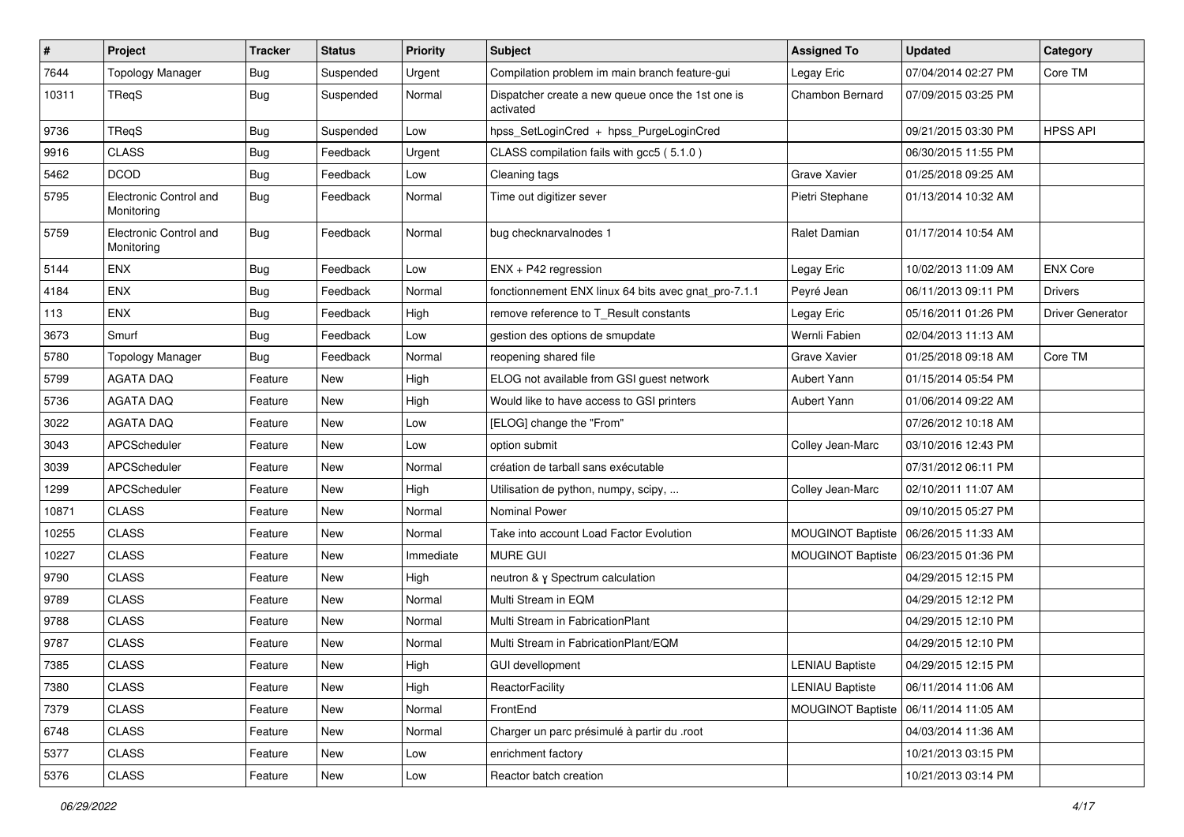| # | Project | Tracker | Status | Priority | Subject | Assigned To | Updated | Category |
|---|---|---|---|---|---|---|---|---|
| 7644 | Topology Manager | Bug | Suspended | Urgent | Compilation problem im main branch feature-gui | Legay Eric | 07/04/2014 02:27 PM | Core TM |
| 10311 | TReqS | Bug | Suspended | Normal | Dispatcher create a new queue once the 1st one is activated | Chambon Bernard | 07/09/2015 03:25 PM | |
| 9736 | TReqS | Bug | Suspended | Low | hpss_SetLoginCred + hpss_PurgeLoginCred | | 09/21/2015 03:30 PM | HPSS API |
| 9916 | CLASS | Bug | Feedback | Urgent | CLASS compilation fails with gcc5 ( 5.1.0 ) | | 06/30/2015 11:55 PM | |
| 5462 | DCOD | Bug | Feedback | Low | Cleaning tags | Grave Xavier | 01/25/2018 09:25 AM | |
| 5795 | Electronic Control and Monitoring | Bug | Feedback | Normal | Time out digitizer sever | Pietri Stephane | 01/13/2014 10:32 AM | |
| 5759 | Electronic Control and Monitoring | Bug | Feedback | Normal | bug checknarvalnodes 1 | Ralet Damian | 01/17/2014 10:54 AM | |
| 5144 | ENX | Bug | Feedback | Low | ENX + P42 regression | Legay Eric | 10/02/2013 11:09 AM | ENX Core |
| 4184 | ENX | Bug | Feedback | Normal | fonctionnement ENX linux 64 bits avec gnat_pro-7.1.1 | Peyré Jean | 06/11/2013 09:11 PM | Drivers |
| 113 | ENX | Bug | Feedback | High | remove reference to T_Result constants | Legay Eric | 05/16/2011 01:26 PM | Driver Generator |
| 3673 | Smurf | Bug | Feedback | Low | gestion des options de smupdate | Wernli Fabien | 02/04/2013 11:13 AM | |
| 5780 | Topology Manager | Bug | Feedback | Normal | reopening shared file | Grave Xavier | 01/25/2018 09:18 AM | Core TM |
| 5799 | AGATA DAQ | Feature | New | High | ELOG not available from GSI guest network | Aubert Yann | 01/15/2014 05:54 PM | |
| 5736 | AGATA DAQ | Feature | New | High | Would like to have access to GSI printers | Aubert Yann | 01/06/2014 09:22 AM | |
| 3022 | AGATA DAQ | Feature | New | Low | [ELOG] change the "From" | | 07/26/2012 10:18 AM | |
| 3043 | APCScheduler | Feature | New | Low | option submit | Colley Jean-Marc | 03/10/2016 12:43 PM | |
| 3039 | APCScheduler | Feature | New | Normal | création de tarball sans exécutable | | 07/31/2012 06:11 PM | |
| 1299 | APCScheduler | Feature | New | High | Utilisation de python, numpy, scipy, ... | Colley Jean-Marc | 02/10/2011 11:07 AM | |
| 10871 | CLASS | Feature | New | Normal | Nominal Power | | 09/10/2015 05:27 PM | |
| 10255 | CLASS | Feature | New | Normal | Take into account Load Factor Evolution | MOUGINOT Baptiste | 06/26/2015 11:33 AM | |
| 10227 | CLASS | Feature | New | Immediate | MURE GUI | MOUGINOT Baptiste | 06/23/2015 01:36 PM | |
| 9790 | CLASS | Feature | New | High | neutron & γ Spectrum calculation | | 04/29/2015 12:15 PM | |
| 9789 | CLASS | Feature | New | Normal | Multi Stream in EQM | | 04/29/2015 12:12 PM | |
| 9788 | CLASS | Feature | New | Normal | Multi Stream in FabricationPlant | | 04/29/2015 12:10 PM | |
| 9787 | CLASS | Feature | New | Normal | Multi Stream in FabricationPlant/EQM | | 04/29/2015 12:10 PM | |
| 7385 | CLASS | Feature | New | High | GUI devellopment | LENIAU Baptiste | 04/29/2015 12:15 PM | |
| 7380 | CLASS | Feature | New | High | ReactorFacility | LENIAU Baptiste | 06/11/2014 11:06 AM | |
| 7379 | CLASS | Feature | New | Normal | FrontEnd | MOUGINOT Baptiste | 06/11/2014 11:05 AM | |
| 6748 | CLASS | Feature | New | Normal | Charger un parc présimulé à partir du .root | | 04/03/2014 11:36 AM | |
| 5377 | CLASS | Feature | New | Low | enrichment factory | | 10/21/2013 03:15 PM | |
| 5376 | CLASS | Feature | New | Low | Reactor batch creation | | 10/21/2013 03:14 PM | |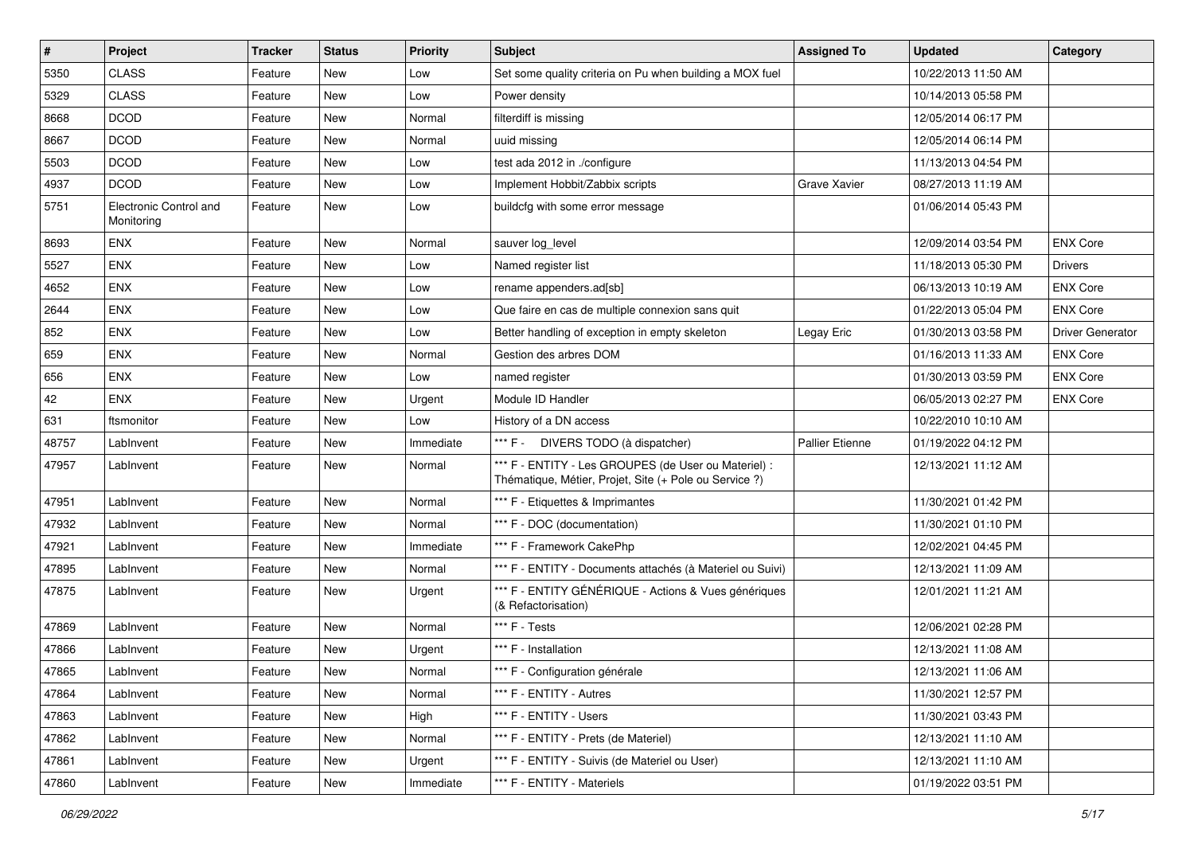| # | Project | Tracker | Status | Priority | Subject | Assigned To | Updated | Category |
|---|---|---|---|---|---|---|---|---|
| 5350 | CLASS | Feature | New | Low | Set some quality criteria on Pu when building a MOX fuel | | 10/22/2013 11:50 AM | |
| 5329 | CLASS | Feature | New | Low | Power density | | 10/14/2013 05:58 PM | |
| 8668 | DCOD | Feature | New | Normal | filterdiff is missing | | 12/05/2014 06:17 PM | |
| 8667 | DCOD | Feature | New | Normal | uuid missing | | 12/05/2014 06:14 PM | |
| 5503 | DCOD | Feature | New | Low | test ada 2012 in ./configure | | 11/13/2013 04:54 PM | |
| 4937 | DCOD | Feature | New | Low | Implement Hobbit/Zabbix scripts | Grave Xavier | 08/27/2013 11:19 AM | |
| 5751 | Electronic Control and Monitoring | Feature | New | Low | buildcfg with some error message | | 01/06/2014 05:43 PM | |
| 8693 | ENX | Feature | New | Normal | sauver log_level | | 12/09/2014 03:54 PM | ENX Core |
| 5527 | ENX | Feature | New | Low | Named register list | | 11/18/2013 05:30 PM | Drivers |
| 4652 | ENX | Feature | New | Low | rename appenders.ad[sb] | | 06/13/2013 10:19 AM | ENX Core |
| 2644 | ENX | Feature | New | Low | Que faire en cas de multiple connexion sans quit | | 01/22/2013 05:04 PM | ENX Core |
| 852 | ENX | Feature | New | Low | Better handling of exception in empty skeleton | Legay Eric | 01/30/2013 03:58 PM | Driver Generator |
| 659 | ENX | Feature | New | Normal | Gestion des arbres DOM | | 01/16/2013 11:33 AM | ENX Core |
| 656 | ENX | Feature | New | Low | named register | | 01/30/2013 03:59 PM | ENX Core |
| 42 | ENX | Feature | New | Urgent | Module ID Handler | | 06/05/2013 02:27 PM | ENX Core |
| 631 | ftsmonitor | Feature | New | Low | History of a DN access | | 10/22/2010 10:10 AM | |
| 48757 | LabInvent | Feature | New | Immediate | *** F - DIVERS TODO (à dispatcher) | Pallier Etienne | 01/19/2022 04:12 PM | |
| 47957 | LabInvent | Feature | New | Normal | *** F - ENTITY - Les GROUPES (de User ou Materiel) : Thématique, Métier, Projet, Site (+ Pole ou Service ?) | | 12/13/2021 11:12 AM | |
| 47951 | LabInvent | Feature | New | Normal | *** F - Etiquettes & Imprimantes | | 11/30/2021 01:42 PM | |
| 47932 | LabInvent | Feature | New | Normal | *** F - DOC (documentation) | | 11/30/2021 01:10 PM | |
| 47921 | LabInvent | Feature | New | Immediate | *** F - Framework CakePhp | | 12/02/2021 04:45 PM | |
| 47895 | LabInvent | Feature | New | Normal | *** F - ENTITY - Documents attachés (à Materiel ou Suivi) | | 12/13/2021 11:09 AM | |
| 47875 | LabInvent | Feature | New | Urgent | *** F - ENTITY GÉNÉRIQUE - Actions & Vues génériques (& Refactorisation) | | 12/01/2021 11:21 AM | |
| 47869 | LabInvent | Feature | New | Normal | *** F - Tests | | 12/06/2021 02:28 PM | |
| 47866 | LabInvent | Feature | New | Urgent | *** F - Installation | | 12/13/2021 11:08 AM | |
| 47865 | LabInvent | Feature | New | Normal | *** F - Configuration générale | | 12/13/2021 11:06 AM | |
| 47864 | LabInvent | Feature | New | Normal | *** F - ENTITY - Autres | | 11/30/2021 12:57 PM | |
| 47863 | LabInvent | Feature | New | High | *** F - ENTITY - Users | | 11/30/2021 03:43 PM | |
| 47862 | LabInvent | Feature | New | Normal | *** F - ENTITY - Prets (de Materiel) | | 12/13/2021 11:10 AM | |
| 47861 | LabInvent | Feature | New | Urgent | *** F - ENTITY - Suivis (de Materiel ou User) | | 12/13/2021 11:10 AM | |
| 47860 | LabInvent | Feature | New | Immediate | *** F - ENTITY - Materiels | | 01/19/2022 03:51 PM | |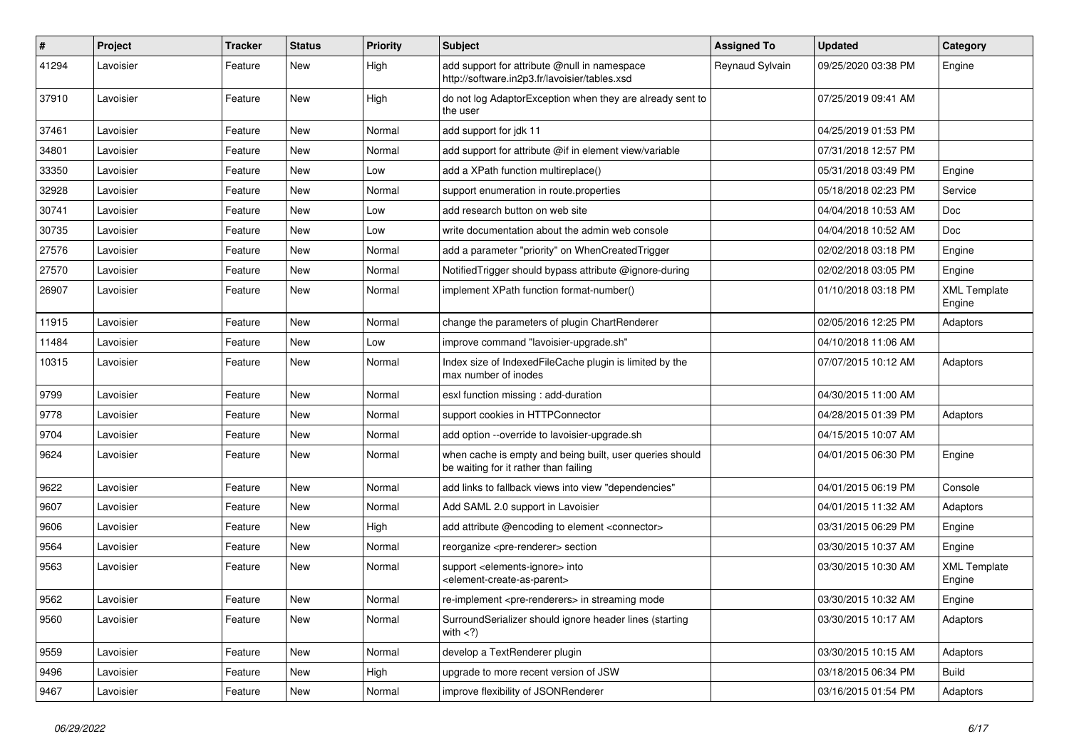| # | Project | Tracker | Status | Priority | Subject | Assigned To | Updated | Category |
|---|---|---|---|---|---|---|---|---|
| 41294 | Lavoisier | Feature | New | High | add support for attribute @null in namespace http://software.in2p3.fr/lavoisier/tables.xsd | Reynaud Sylvain | 09/25/2020 03:38 PM | Engine |
| 37910 | Lavoisier | Feature | New | High | do not log AdaptorException when they are already sent to the user | | 07/25/2019 09:41 AM | |
| 37461 | Lavoisier | Feature | New | Normal | add support for jdk 11 | | 04/25/2019 01:53 PM | |
| 34801 | Lavoisier | Feature | New | Normal | add support for attribute @if in element view/variable | | 07/31/2018 12:57 PM | |
| 33350 | Lavoisier | Feature | New | Low | add a XPath function multireplace() | | 05/31/2018 03:49 PM | Engine |
| 32928 | Lavoisier | Feature | New | Normal | support enumeration in route.properties | | 05/18/2018 02:23 PM | Service |
| 30741 | Lavoisier | Feature | New | Low | add research button on web site | | 04/04/2018 10:53 AM | Doc |
| 30735 | Lavoisier | Feature | New | Low | write documentation about the admin web console | | 04/04/2018 10:52 AM | Doc |
| 27576 | Lavoisier | Feature | New | Normal | add a parameter "priority" on WhenCreatedTrigger | | 02/02/2018 03:18 PM | Engine |
| 27570 | Lavoisier | Feature | New | Normal | NotifiedTrigger should bypass attribute @ignore-during | | 02/02/2018 03:05 PM | Engine |
| 26907 | Lavoisier | Feature | New | Normal | implement XPath function format-number() | | 01/10/2018 03:18 PM | XML Template Engine |
| 11915 | Lavoisier | Feature | New | Normal | change the parameters of plugin ChartRenderer | | 02/05/2016 12:25 PM | Adaptors |
| 11484 | Lavoisier | Feature | New | Low | improve command "lavoisier-upgrade.sh" | | 04/10/2018 11:06 AM | |
| 10315 | Lavoisier | Feature | New | Normal | Index size of IndexedFileCache plugin is limited by the max number of inodes | | 07/07/2015 10:12 AM | Adaptors |
| 9799 | Lavoisier | Feature | New | Normal | esxl function missing : add-duration | | 04/30/2015 11:00 AM | |
| 9778 | Lavoisier | Feature | New | Normal | support cookies in HTTPConnector | | 04/28/2015 01:39 PM | Adaptors |
| 9704 | Lavoisier | Feature | New | Normal | add option --override to lavoisier-upgrade.sh | | 04/15/2015 10:07 AM | |
| 9624 | Lavoisier | Feature | New | Normal | when cache is empty and being built, user queries should be waiting for it rather than failing | | 04/01/2015 06:30 PM | Engine |
| 9622 | Lavoisier | Feature | New | Normal | add links to fallback views into view "dependencies" | | 04/01/2015 06:19 PM | Console |
| 9607 | Lavoisier | Feature | New | Normal | Add SAML 2.0 support in Lavoisier | | 04/01/2015 11:32 AM | Adaptors |
| 9606 | Lavoisier | Feature | New | High | add attribute @encoding to element <connector> | | 03/31/2015 06:29 PM | Engine |
| 9564 | Lavoisier | Feature | New | Normal | reorganize <pre-renderer> section | | 03/30/2015 10:37 AM | Engine |
| 9563 | Lavoisier | Feature | New | Normal | support <elements-ignore> into <element-create-as-parent> | | 03/30/2015 10:30 AM | XML Template Engine |
| 9562 | Lavoisier | Feature | New | Normal | re-implement <pre-renderers> in streaming mode | | 03/30/2015 10:32 AM | Engine |
| 9560 | Lavoisier | Feature | New | Normal | SurroundSerializer should ignore header lines (starting with <?) | | 03/30/2015 10:17 AM | Adaptors |
| 9559 | Lavoisier | Feature | New | Normal | develop a TextRenderer plugin | | 03/30/2015 10:15 AM | Adaptors |
| 9496 | Lavoisier | Feature | New | High | upgrade to more recent version of JSW | | 03/18/2015 06:34 PM | Build |
| 9467 | Lavoisier | Feature | New | Normal | improve flexibility of JSONRenderer | | 03/16/2015 01:54 PM | Adaptors |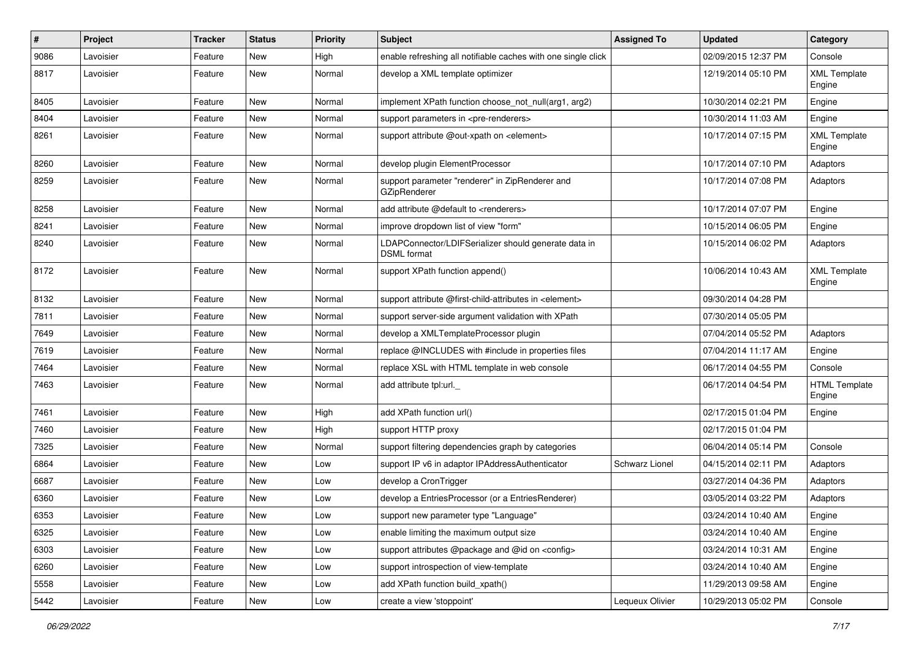| # | Project | Tracker | Status | Priority | Subject | Assigned To | Updated | Category |
|---|---|---|---|---|---|---|---|---|
| 9086 | Lavoisier | Feature | New | High | enable refreshing all notifiable caches with one single click | | 02/09/2015 12:37 PM | Console |
| 8817 | Lavoisier | Feature | New | Normal | develop a XML template optimizer | | 12/19/2014 05:10 PM | XML Template Engine |
| 8405 | Lavoisier | Feature | New | Normal | implement XPath function choose_not_null(arg1, arg2) | | 10/30/2014 02:21 PM | Engine |
| 8404 | Lavoisier | Feature | New | Normal | support parameters in <pre-renderers> | | 10/30/2014 11:03 AM | Engine |
| 8261 | Lavoisier | Feature | New | Normal | support attribute @out-xpath on <element> | | 10/17/2014 07:15 PM | XML Template Engine |
| 8260 | Lavoisier | Feature | New | Normal | develop plugin ElementProcessor | | 10/17/2014 07:10 PM | Adaptors |
| 8259 | Lavoisier | Feature | New | Normal | support parameter "renderer" in ZipRenderer and GZipRenderer | | 10/17/2014 07:08 PM | Adaptors |
| 8258 | Lavoisier | Feature | New | Normal | add attribute @default to <renderers> | | 10/17/2014 07:07 PM | Engine |
| 8241 | Lavoisier | Feature | New | Normal | improve dropdown list of view "form" | | 10/15/2014 06:05 PM | Engine |
| 8240 | Lavoisier | Feature | New | Normal | LDAPConnector/LDIFSerializer should generate data in DSML format | | 10/15/2014 06:02 PM | Adaptors |
| 8172 | Lavoisier | Feature | New | Normal | support XPath function append() | | 10/06/2014 10:43 AM | XML Template Engine |
| 8132 | Lavoisier | Feature | New | Normal | support attribute @first-child-attributes in <element> | | 09/30/2014 04:28 PM | |
| 7811 | Lavoisier | Feature | New | Normal | support server-side argument validation with XPath | | 07/30/2014 05:05 PM | |
| 7649 | Lavoisier | Feature | New | Normal | develop a XMLTemplateProcessor plugin | | 07/04/2014 05:52 PM | Adaptors |
| 7619 | Lavoisier | Feature | New | Normal | replace @INCLUDES with #include in properties files | | 07/04/2014 11:17 AM | Engine |
| 7464 | Lavoisier | Feature | New | Normal | replace XSL with HTML template in web console | | 06/17/2014 04:55 PM | Console |
| 7463 | Lavoisier | Feature | New | Normal | add attribute tpl:url._ | | 06/17/2014 04:54 PM | HTML Template Engine |
| 7461 | Lavoisier | Feature | New | High | add XPath function url() | | 02/17/2015 01:04 PM | Engine |
| 7460 | Lavoisier | Feature | New | High | support HTTP proxy | | 02/17/2015 01:04 PM | |
| 7325 | Lavoisier | Feature | New | Normal | support filtering dependencies graph by categories | | 06/04/2014 05:14 PM | Console |
| 6864 | Lavoisier | Feature | New | Low | support IP v6 in adaptor IPAddressAuthenticator | Schwarz Lionel | 04/15/2014 02:11 PM | Adaptors |
| 6687 | Lavoisier | Feature | New | Low | develop a CronTrigger | | 03/27/2014 04:36 PM | Adaptors |
| 6360 | Lavoisier | Feature | New | Low | develop a EntriesProcessor (or a EntriesRenderer) | | 03/05/2014 03:22 PM | Adaptors |
| 6353 | Lavoisier | Feature | New | Low | support new parameter type "Language" | | 03/24/2014 10:40 AM | Engine |
| 6325 | Lavoisier | Feature | New | Low | enable limiting the maximum output size | | 03/24/2014 10:40 AM | Engine |
| 6303 | Lavoisier | Feature | New | Low | support attributes @package and @id on <config> | | 03/24/2014 10:31 AM | Engine |
| 6260 | Lavoisier | Feature | New | Low | support introspection of view-template | | 03/24/2014 10:40 AM | Engine |
| 5558 | Lavoisier | Feature | New | Low | add XPath function build_xpath() | | 11/29/2013 09:58 AM | Engine |
| 5442 | Lavoisier | Feature | New | Low | create a view 'stoppoint' | Lequeux Olivier | 10/29/2013 05:02 PM | Console |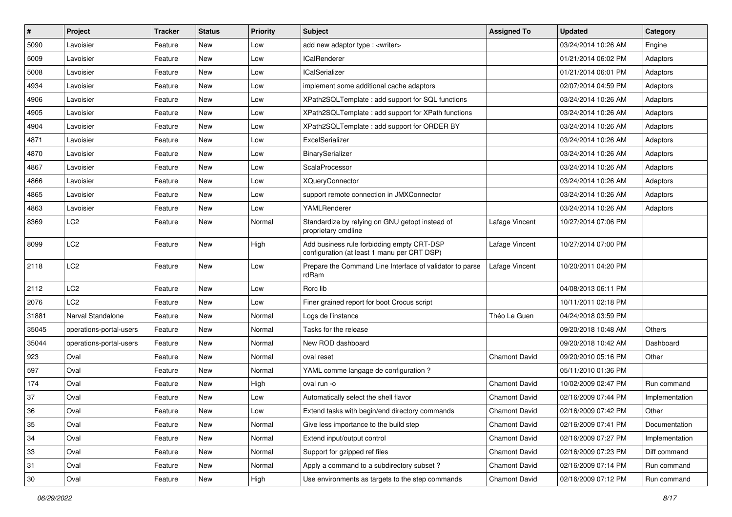| # | Project | Tracker | Status | Priority | Subject | Assigned To | Updated | Category |
|---|---|---|---|---|---|---|---|---|
| 5090 | Lavoisier | Feature | New | Low | add new adaptor type : <writer> | | 03/24/2014 10:26 AM | Engine |
| 5009 | Lavoisier | Feature | New | Low | ICalRenderer | | 01/21/2014 06:02 PM | Adaptors |
| 5008 | Lavoisier | Feature | New | Low | ICalSerializer | | 01/21/2014 06:01 PM | Adaptors |
| 4934 | Lavoisier | Feature | New | Low | implement some additional cache adaptors | | 02/07/2014 04:59 PM | Adaptors |
| 4906 | Lavoisier | Feature | New | Low | XPath2SQLTemplate : add support for SQL functions | | 03/24/2014 10:26 AM | Adaptors |
| 4905 | Lavoisier | Feature | New | Low | XPath2SQLTemplate : add support for XPath functions | | 03/24/2014 10:26 AM | Adaptors |
| 4904 | Lavoisier | Feature | New | Low | XPath2SQLTemplate : add support for ORDER BY | | 03/24/2014 10:26 AM | Adaptors |
| 4871 | Lavoisier | Feature | New | Low | ExcelSerializer | | 03/24/2014 10:26 AM | Adaptors |
| 4870 | Lavoisier | Feature | New | Low | BinarySerializer | | 03/24/2014 10:26 AM | Adaptors |
| 4867 | Lavoisier | Feature | New | Low | ScalaProcessor | | 03/24/2014 10:26 AM | Adaptors |
| 4866 | Lavoisier | Feature | New | Low | XQueryConnector | | 03/24/2014 10:26 AM | Adaptors |
| 4865 | Lavoisier | Feature | New | Low | support remote connection in JMXConnector | | 03/24/2014 10:26 AM | Adaptors |
| 4863 | Lavoisier | Feature | New | Low | YAMLRenderer | | 03/24/2014 10:26 AM | Adaptors |
| 8369 | LC2 | Feature | New | Normal | Standardize by relying on GNU getopt instead of proprietary cmdline | Lafage Vincent | 10/27/2014 07:06 PM | |
| 8099 | LC2 | Feature | New | High | Add business rule forbidding empty CRT-DSP configuration (at least 1 manu per CRT DSP) | Lafage Vincent | 10/27/2014 07:00 PM | |
| 2118 | LC2 | Feature | New | Low | Prepare the Command Line Interface of validator to parse rdRam | Lafage Vincent | 10/20/2011 04:20 PM | |
| 2112 | LC2 | Feature | New | Low | Rorc lib | | 04/08/2013 06:11 PM | |
| 2076 | LC2 | Feature | New | Low | Finer grained report for boot Crocus script | | 10/11/2011 02:18 PM | |
| 31881 | Narval Standalone | Feature | New | Normal | Logs de l'instance | Théo Le Guen | 04/24/2018 03:59 PM | |
| 35045 | operations-portal-users | Feature | New | Normal | Tasks for the release | | 09/20/2018 10:48 AM | Others |
| 35044 | operations-portal-users | Feature | New | Normal | New ROD dashboard | | 09/20/2018 10:42 AM | Dashboard |
| 923 | Oval | Feature | New | Normal | oval reset | Chamont David | 09/20/2010 05:16 PM | Other |
| 597 | Oval | Feature | New | Normal | YAML comme langage de configuration ? | | 05/11/2010 01:36 PM | |
| 174 | Oval | Feature | New | High | oval run -o | Chamont David | 10/02/2009 02:47 PM | Run command |
| 37 | Oval | Feature | New | Low | Automatically select the shell flavor | Chamont David | 02/16/2009 07:44 PM | Implementation |
| 36 | Oval | Feature | New | Low | Extend tasks with begin/end directory commands | Chamont David | 02/16/2009 07:42 PM | Other |
| 35 | Oval | Feature | New | Normal | Give less importance to the build step | Chamont David | 02/16/2009 07:41 PM | Documentation |
| 34 | Oval | Feature | New | Normal | Extend input/output control | Chamont David | 02/16/2009 07:27 PM | Implementation |
| 33 | Oval | Feature | New | Normal | Support for gzipped ref files | Chamont David | 02/16/2009 07:23 PM | Diff command |
| 31 | Oval | Feature | New | Normal | Apply a command to a subdirectory subset ? | Chamont David | 02/16/2009 07:14 PM | Run command |
| 30 | Oval | Feature | New | High | Use environments as targets to the step commands | Chamont David | 02/16/2009 07:12 PM | Run command |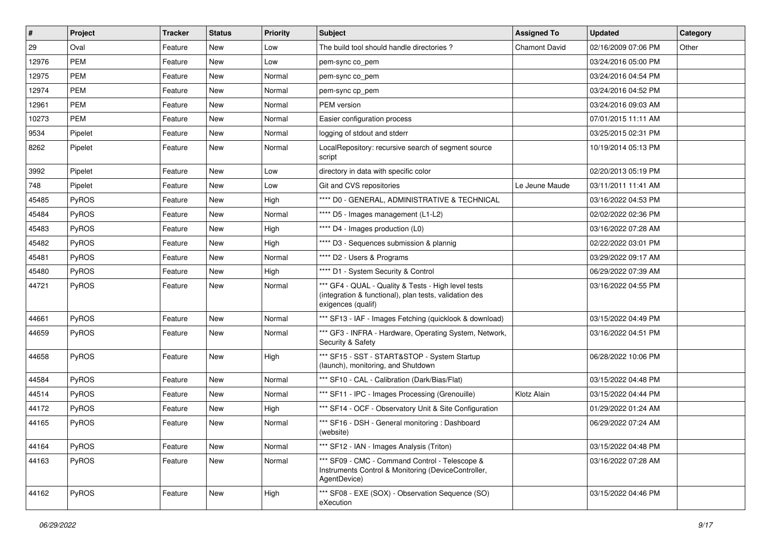| # | Project | Tracker | Status | Priority | Subject | Assigned To | Updated | Category |
|---|---|---|---|---|---|---|---|---|
| 29 | Oval | Feature | New | Low | The build tool should handle directories ? | Chamont David | 02/16/2009 07:06 PM | Other |
| 12976 | PEM | Feature | New | Low | pem-sync co_pem | | 03/24/2016 05:00 PM | |
| 12975 | PEM | Feature | New | Normal | pem-sync co_pem | | 03/24/2016 04:54 PM | |
| 12974 | PEM | Feature | New | Normal | pem-sync cp_pem | | 03/24/2016 04:52 PM | |
| 12961 | PEM | Feature | New | Normal | PEM version | | 03/24/2016 09:03 AM | |
| 10273 | PEM | Feature | New | Normal | Easier configuration process | | 07/01/2015 11:11 AM | |
| 9534 | Pipelet | Feature | New | Normal | logging of stdout and stderr | | 03/25/2015 02:31 PM | |
| 8262 | Pipelet | Feature | New | Normal | LocalRepository: recursive search of segment source script | | 10/19/2014 05:13 PM | |
| 3992 | Pipelet | Feature | New | Low | directory in data with specific color | | 02/20/2013 05:19 PM | |
| 748 | Pipelet | Feature | New | Low | Git and CVS repositories | Le Jeune Maude | 03/11/2011 11:41 AM | |
| 45485 | PyROS | Feature | New | High | **** D0 - GENERAL, ADMINISTRATIVE & TECHNICAL | | 03/16/2022 04:53 PM | |
| 45484 | PyROS | Feature | New | Normal | **** D5 - Images management (L1-L2) | | 02/02/2022 02:36 PM | |
| 45483 | PyROS | Feature | New | High | **** D4 - Images production (L0) | | 03/16/2022 07:28 AM | |
| 45482 | PyROS | Feature | New | High | **** D3 - Sequences submission & plannig | | 02/22/2022 03:01 PM | |
| 45481 | PyROS | Feature | New | Normal | **** D2 - Users & Programs | | 03/29/2022 09:17 AM | |
| 45480 | PyROS | Feature | New | High | **** D1 - System Security & Control | | 06/29/2022 07:39 AM | |
| 44721 | PyROS | Feature | New | Normal | *** GF4 - QUAL - Quality & Tests - High level tests (integration & functional), plan tests, validation des exigences (qualif) | | 03/16/2022 04:55 PM | |
| 44661 | PyROS | Feature | New | Normal | *** SF13 - IAF - Images Fetching (quicklook & download) | | 03/15/2022 04:49 PM | |
| 44659 | PyROS | Feature | New | Normal | *** GF3 - INFRA - Hardware, Operating System, Network, Security & Safety | | 03/16/2022 04:51 PM | |
| 44658 | PyROS | Feature | New | High | *** SF15 - SST - START&STOP - System Startup (launch), monitoring, and Shutdown | | 06/28/2022 10:06 PM | |
| 44584 | PyROS | Feature | New | Normal | *** SF10 - CAL - Calibration (Dark/Bias/Flat) | | 03/15/2022 04:48 PM | |
| 44514 | PyROS | Feature | New | Normal | *** SF11 - IPC - Images Processing (Grenouille) | Klotz Alain | 03/15/2022 04:44 PM | |
| 44172 | PyROS | Feature | New | High | *** SF14 - OCF - Observatory Unit & Site Configuration | | 01/29/2022 01:24 AM | |
| 44165 | PyROS | Feature | New | Normal | *** SF16 - DSH - General monitoring : Dashboard (website) | | 06/29/2022 07:24 AM | |
| 44164 | PyROS | Feature | New | Normal | *** SF12 - IAN - Images Analysis (Triton) | | 03/15/2022 04:48 PM | |
| 44163 | PyROS | Feature | New | Normal | *** SF09 - CMC - Command Control - Telescope & Instruments Control & Monitoring (DeviceController, AgentDevice) | | 03/16/2022 07:28 AM | |
| 44162 | PyROS | Feature | New | High | *** SF08 - EXE (SOX) - Observation Sequence (SO) eXecution | | 03/15/2022 04:46 PM | |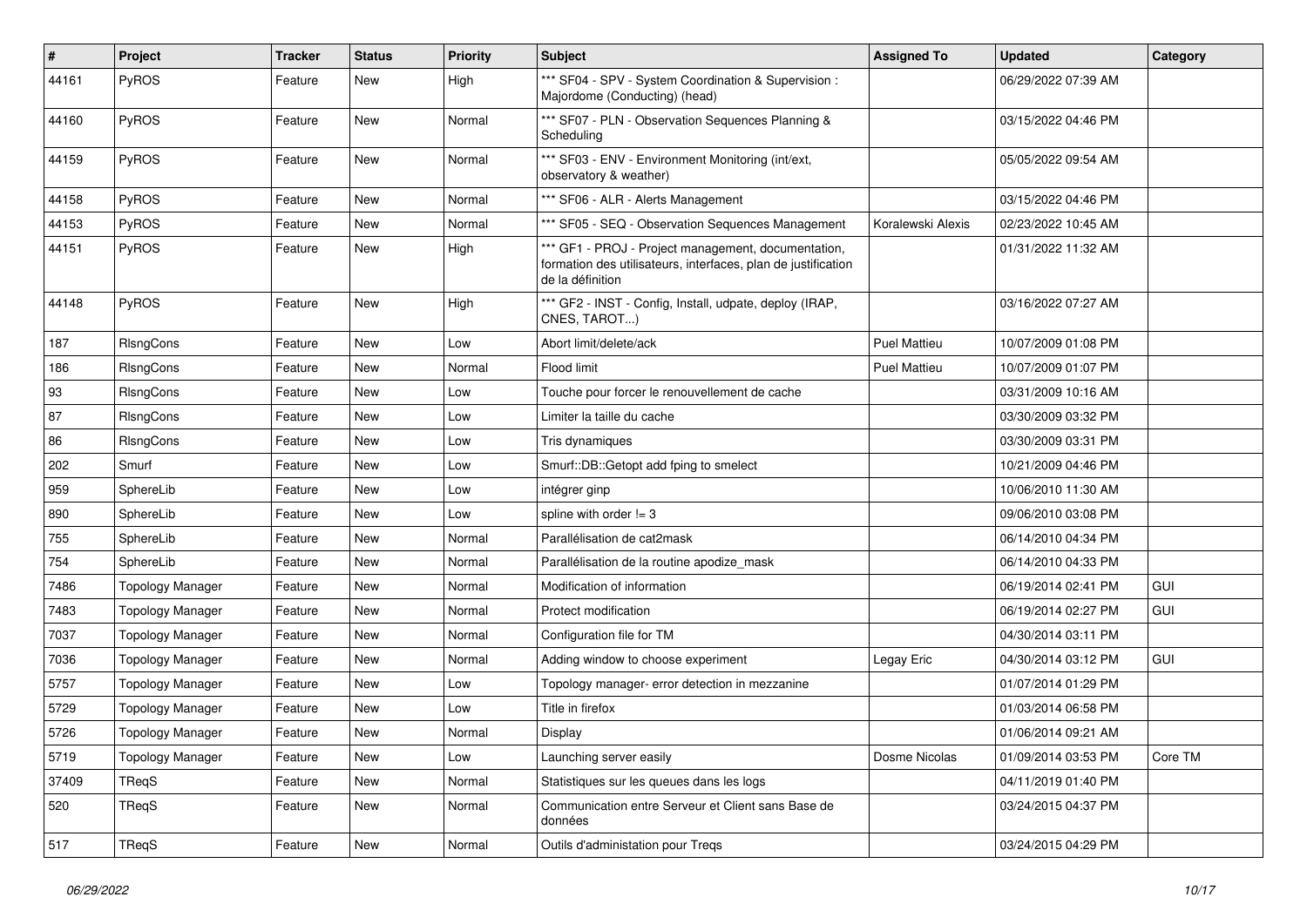| # | Project | Tracker | Status | Priority | Subject | Assigned To | Updated | Category |
|---|---|---|---|---|---|---|---|---|
| 44161 | PyROS | Feature | New | High | *** SF04 - SPV - System Coordination & Supervision : Majordome (Conducting) (head) | | 06/29/2022 07:39 AM | |
| 44160 | PyROS | Feature | New | Normal | *** SF07 - PLN - Observation Sequences Planning & Scheduling | | 03/15/2022 04:46 PM | |
| 44159 | PyROS | Feature | New | Normal | *** SF03 - ENV - Environment Monitoring (int/ext, observatory & weather) | | 05/05/2022 09:54 AM | |
| 44158 | PyROS | Feature | New | Normal | *** SF06 - ALR - Alerts Management | | 03/15/2022 04:46 PM | |
| 44153 | PyROS | Feature | New | Normal | *** SF05 - SEQ - Observation Sequences Management | Koralewski Alexis | 02/23/2022 10:45 AM | |
| 44151 | PyROS | Feature | New | High | *** GF1 - PROJ - Project management, documentation, formation des utilisateurs, interfaces, plan de justification de la définition | | 01/31/2022 11:32 AM | |
| 44148 | PyROS | Feature | New | High | *** GF2 - INST - Config, Install, udpate, deploy (IRAP, CNES, TAROT...) | | 03/16/2022 07:27 AM | |
| 187 | RlsngCons | Feature | New | Low | Abort limit/delete/ack | Puel Mattieu | 10/07/2009 01:08 PM | |
| 186 | RlsngCons | Feature | New | Normal | Flood limit | Puel Mattieu | 10/07/2009 01:07 PM | |
| 93 | RlsngCons | Feature | New | Low | Touche pour forcer le renouvellement de cache | | 03/31/2009 10:16 AM | |
| 87 | RlsngCons | Feature | New | Low | Limiter la taille du cache | | 03/30/2009 03:32 PM | |
| 86 | RlsngCons | Feature | New | Low | Tris dynamiques | | 03/30/2009 03:31 PM | |
| 202 | Smurf | Feature | New | Low | Smurf::DB::Getopt add fping to smelect | | 10/21/2009 04:46 PM | |
| 959 | SphereLib | Feature | New | Low | intégrer ginp | | 10/06/2010 11:30 AM | |
| 890 | SphereLib | Feature | New | Low | spline with order != 3 | | 09/06/2010 03:08 PM | |
| 755 | SphereLib | Feature | New | Normal | Parallélisation de cat2mask | | 06/14/2010 04:34 PM | |
| 754 | SphereLib | Feature | New | Normal | Parallélisation de la routine apodize_mask | | 06/14/2010 04:33 PM | |
| 7486 | Topology Manager | Feature | New | Normal | Modification of information | | 06/19/2014 02:41 PM | GUI |
| 7483 | Topology Manager | Feature | New | Normal | Protect modification | | 06/19/2014 02:27 PM | GUI |
| 7037 | Topology Manager | Feature | New | Normal | Configuration file for TM | | 04/30/2014 03:11 PM | |
| 7036 | Topology Manager | Feature | New | Normal | Adding window to choose experiment | Legay Eric | 04/30/2014 03:12 PM | GUI |
| 5757 | Topology Manager | Feature | New | Low | Topology manager- error detection in mezzanine | | 01/07/2014 01:29 PM | |
| 5729 | Topology Manager | Feature | New | Low | Title in firefox | | 01/03/2014 06:58 PM | |
| 5726 | Topology Manager | Feature | New | Normal | Display | | 01/06/2014 09:21 AM | |
| 5719 | Topology Manager | Feature | New | Low | Launching server easily | Dosme Nicolas | 01/09/2014 03:53 PM | Core TM |
| 37409 | TReqS | Feature | New | Normal | Statistiques sur les queues dans les logs | | 04/11/2019 01:40 PM | |
| 520 | TReqS | Feature | New | Normal | Communication entre Serveur et Client sans Base de données | | 03/24/2015 04:37 PM | |
| 517 | TReqS | Feature | New | Normal | Outils d'administation pour Treqs | | 03/24/2015 04:29 PM | |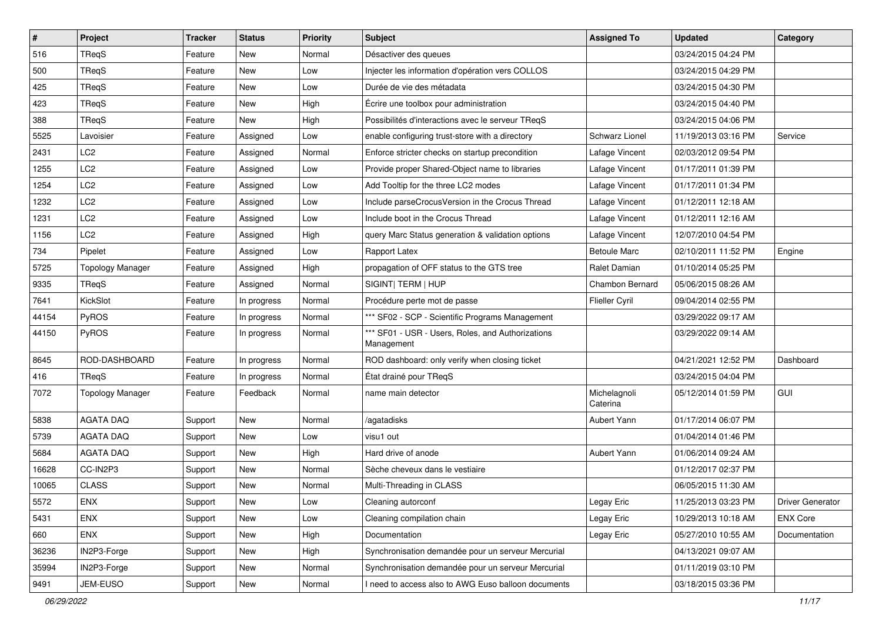| # | Project | Tracker | Status | Priority | Subject | Assigned To | Updated | Category |
|---|---|---|---|---|---|---|---|---|
| 516 | TReqS | Feature | New | Normal | Désactiver des queues | | 03/24/2015 04:24 PM | |
| 500 | TReqS | Feature | New | Low | Injecter les information d'opération vers COLLOS | | 03/24/2015 04:29 PM | |
| 425 | TReqS | Feature | New | Low | Durée de vie des métadata | | 03/24/2015 04:30 PM | |
| 423 | TReqS | Feature | New | High | Écrire une toolbox pour administration | | 03/24/2015 04:40 PM | |
| 388 | TReqS | Feature | New | High | Possibilités d'interactions avec le serveur TReqS | | 03/24/2015 04:06 PM | |
| 5525 | Lavoisier | Feature | Assigned | Low | enable configuring trust-store with a directory | Schwarz Lionel | 11/19/2013 03:16 PM | Service |
| 2431 | LC2 | Feature | Assigned | Normal | Enforce stricter checks on startup precondition | Lafage Vincent | 02/03/2012 09:54 PM | |
| 1255 | LC2 | Feature | Assigned | Low | Provide proper Shared-Object name to libraries | Lafage Vincent | 01/17/2011 01:39 PM | |
| 1254 | LC2 | Feature | Assigned | Low | Add Tooltip for the three LC2 modes | Lafage Vincent | 01/17/2011 01:34 PM | |
| 1232 | LC2 | Feature | Assigned | Low | Include parseCrocusVersion in the Crocus Thread | Lafage Vincent | 01/12/2011 12:18 AM | |
| 1231 | LC2 | Feature | Assigned | Low | Include boot in the Crocus Thread | Lafage Vincent | 01/12/2011 12:16 AM | |
| 1156 | LC2 | Feature | Assigned | High | query Marc Status generation & validation options | Lafage Vincent | 12/07/2010 04:54 PM | |
| 734 | Pipelet | Feature | Assigned | Low | Rapport Latex | Betoule Marc | 02/10/2011 11:52 PM | Engine |
| 5725 | Topology Manager | Feature | Assigned | High | propagation of OFF status to the GTS tree | Ralet Damian | 01/10/2014 05:25 PM | |
| 9335 | TReqS | Feature | Assigned | Normal | SIGINT\| TERM \| HUP | Chambon Bernard | 05/06/2015 08:26 AM | |
| 7641 | KickSlot | Feature | In progress | Normal | Procédure perte mot de passe | Flieller Cyril | 09/04/2014 02:55 PM | |
| 44154 | PyROS | Feature | In progress | Normal | *** SF02 - SCP - Scientific Programs Management | | 03/29/2022 09:17 AM | |
| 44150 | PyROS | Feature | In progress | Normal | *** SF01 - USR - Users, Roles, and Authorizations Management | | 03/29/2022 09:14 AM | |
| 8645 | ROD-DASHBOARD | Feature | In progress | Normal | ROD dashboard: only verify when closing ticket | | 04/21/2021 12:52 PM | Dashboard |
| 416 | TReqS | Feature | In progress | Normal | État drainé pour TReqS | | 03/24/2015 04:04 PM | |
| 7072 | Topology Manager | Feature | Feedback | Normal | name main detector | Michelagnoli Caterina | 05/12/2014 01:59 PM | GUI |
| 5838 | AGATA DAQ | Support | New | Normal | /agatadisks | Aubert Yann | 01/17/2014 06:07 PM | |
| 5739 | AGATA DAQ | Support | New | Low | visu1 out | | 01/04/2014 01:46 PM | |
| 5684 | AGATA DAQ | Support | New | High | Hard drive of anode | Aubert Yann | 01/06/2014 09:24 AM | |
| 16628 | CC-IN2P3 | Support | New | Normal | Sèche cheveux dans le vestiaire | | 01/12/2017 02:37 PM | |
| 10065 | CLASS | Support | New | Normal | Multi-Threading in CLASS | | 06/05/2015 11:30 AM | |
| 5572 | ENX | Support | New | Low | Cleaning autorconf | Legay Eric | 11/25/2013 03:23 PM | Driver Generator |
| 5431 | ENX | Support | New | Low | Cleaning compilation chain | Legay Eric | 10/29/2013 10:18 AM | ENX Core |
| 660 | ENX | Support | New | High | Documentation | Legay Eric | 05/27/2010 10:55 AM | Documentation |
| 36236 | IN2P3-Forge | Support | New | High | Synchronisation demandée pour un serveur Mercurial | | 04/13/2021 09:07 AM | |
| 35994 | IN2P3-Forge | Support | New | Normal | Synchronisation demandée pour un serveur Mercurial | | 01/11/2019 03:10 PM | |
| 9491 | JEM-EUSO | Support | New | Normal | I need to access also to AWG Euso balloon documents | | 03/18/2015 03:36 PM | |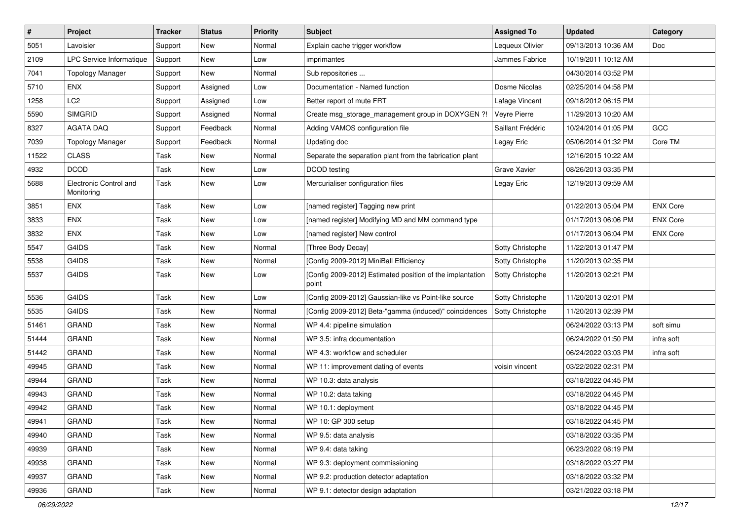| # | Project | Tracker | Status | Priority | Subject | Assigned To | Updated | Category |
|---|---|---|---|---|---|---|---|---|
| 5051 | Lavoisier | Support | New | Normal | Explain cache trigger workflow | Lequeux Olivier | 09/13/2013 10:36 AM | Doc |
| 2109 | LPC Service Informatique | Support | New | Low | imprimantes | Jammes Fabrice | 10/19/2011 10:12 AM | |
| 7041 | Topology Manager | Support | New | Normal | Sub repositories ... | | 04/30/2014 03:52 PM | |
| 5710 | ENX | Support | Assigned | Low | Documentation - Named function | Dosme Nicolas | 02/25/2014 04:58 PM | |
| 1258 | LC2 | Support | Assigned | Low | Better report of mute FRT | Lafage Vincent | 09/18/2012 06:15 PM | |
| 5590 | SIMGRID | Support | Assigned | Normal | Create msg_storage_management group in DOXYGEN ?! | Veyre Pierre | 11/29/2013 10:20 AM | |
| 8327 | AGATA DAQ | Support | Feedback | Normal | Adding VAMOS configuration file | Saillant Frédéric | 10/24/2014 01:05 PM | GCC |
| 7039 | Topology Manager | Support | Feedback | Normal | Updating doc | Legay Eric | 05/06/2014 01:32 PM | Core TM |
| 11522 | CLASS | Task | New | Normal | Separate the separation plant from the fabrication plant | | 12/16/2015 10:22 AM | |
| 4932 | DCOD | Task | New | Low | DCOD testing | Grave Xavier | 08/26/2013 03:35 PM | |
| 5688 | Electronic Control and Monitoring | Task | New | Low | Mercurialiser configuration files | Legay Eric | 12/19/2013 09:59 AM | |
| 3851 | ENX | Task | New | Low | [named register] Tagging new print | | 01/22/2013 05:04 PM | ENX Core |
| 3833 | ENX | Task | New | Low | [named register] Modifying MD and MM command type | | 01/17/2013 06:06 PM | ENX Core |
| 3832 | ENX | Task | New | Low | [named register] New control | | 01/17/2013 06:04 PM | ENX Core |
| 5547 | G4IDS | Task | New | Normal | [Three Body Decay] | Sotty Christophe | 11/22/2013 01:47 PM | |
| 5538 | G4IDS | Task | New | Normal | [Config 2009-2012] MiniBall Efficiency | Sotty Christophe | 11/20/2013 02:35 PM | |
| 5537 | G4IDS | Task | New | Low | [Config 2009-2012] Estimated position of the implantation point | Sotty Christophe | 11/20/2013 02:21 PM | |
| 5536 | G4IDS | Task | New | Low | [Config 2009-2012] Gaussian-like vs Point-like source | Sotty Christophe | 11/20/2013 02:01 PM | |
| 5535 | G4IDS | Task | New | Normal | [Config 2009-2012] Beta-"gamma (induced)" coincidences | Sotty Christophe | 11/20/2013 02:39 PM | |
| 51461 | GRAND | Task | New | Normal | WP 4.4: pipeline simulation | | 06/24/2022 03:13 PM | soft simu |
| 51444 | GRAND | Task | New | Normal | WP 3.5: infra documentation | | 06/24/2022 01:50 PM | infra soft |
| 51442 | GRAND | Task | New | Normal | WP 4.3: workflow and scheduler | | 06/24/2022 03:03 PM | infra soft |
| 49945 | GRAND | Task | New | Normal | WP 11: improvement dating of events | voisin vincent | 03/22/2022 02:31 PM | |
| 49944 | GRAND | Task | New | Normal | WP 10.3: data analysis | | 03/18/2022 04:45 PM | |
| 49943 | GRAND | Task | New | Normal | WP 10.2: data taking | | 03/18/2022 04:45 PM | |
| 49942 | GRAND | Task | New | Normal | WP 10.1: deployment | | 03/18/2022 04:45 PM | |
| 49941 | GRAND | Task | New | Normal | WP 10: GP 300 setup | | 03/18/2022 04:45 PM | |
| 49940 | GRAND | Task | New | Normal | WP 9.5: data analysis | | 03/18/2022 03:35 PM | |
| 49939 | GRAND | Task | New | Normal | WP 9.4: data taking | | 06/23/2022 08:19 PM | |
| 49938 | GRAND | Task | New | Normal | WP 9.3: deployment commissioning | | 03/18/2022 03:27 PM | |
| 49937 | GRAND | Task | New | Normal | WP 9.2: production detector adaptation | | 03/18/2022 03:32 PM | |
| 49936 | GRAND | Task | New | Normal | WP 9.1: detector design adaptation | | 03/21/2022 03:18 PM | |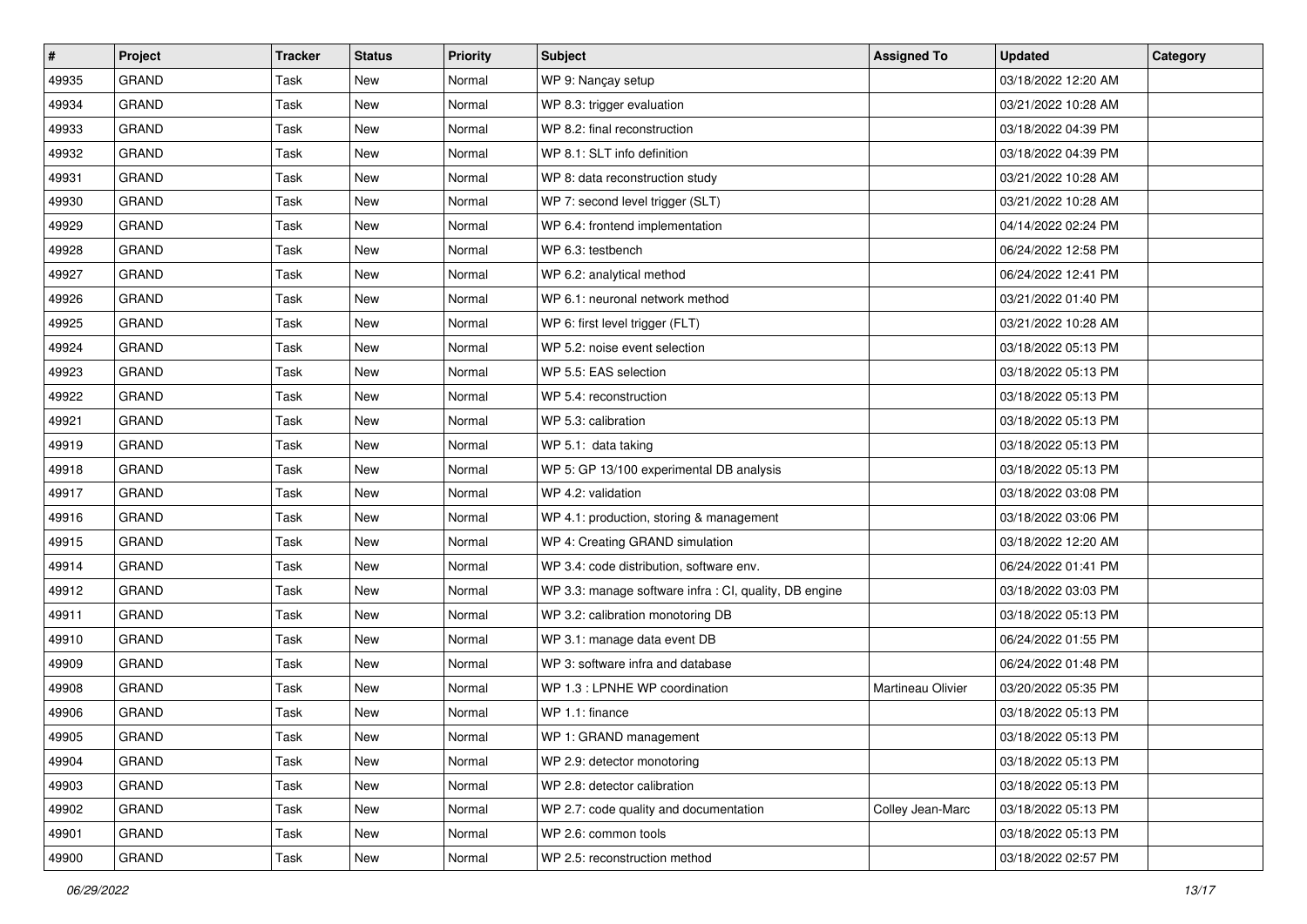| # | Project | Tracker | Status | Priority | Subject | Assigned To | Updated | Category |
|---|---|---|---|---|---|---|---|---|
| 49935 | GRAND | Task | New | Normal | WP 9: Nançay setup | | 03/18/2022 12:20 AM | |
| 49934 | GRAND | Task | New | Normal | WP 8.3: trigger evaluation | | 03/21/2022 10:28 AM | |
| 49933 | GRAND | Task | New | Normal | WP 8.2: final reconstruction | | 03/18/2022 04:39 PM | |
| 49932 | GRAND | Task | New | Normal | WP 8.1: SLT info definition | | 03/18/2022 04:39 PM | |
| 49931 | GRAND | Task | New | Normal | WP 8: data reconstruction study | | 03/21/2022 10:28 AM | |
| 49930 | GRAND | Task | New | Normal | WP 7: second level trigger (SLT) | | 03/21/2022 10:28 AM | |
| 49929 | GRAND | Task | New | Normal | WP 6.4: frontend implementation | | 04/14/2022 02:24 PM | |
| 49928 | GRAND | Task | New | Normal | WP 6.3: testbench | | 06/24/2022 12:58 PM | |
| 49927 | GRAND | Task | New | Normal | WP 6.2: analytical method | | 06/24/2022 12:41 PM | |
| 49926 | GRAND | Task | New | Normal | WP 6.1: neuronal network method | | 03/21/2022 01:40 PM | |
| 49925 | GRAND | Task | New | Normal | WP 6: first level trigger (FLT) | | 03/21/2022 10:28 AM | |
| 49924 | GRAND | Task | New | Normal | WP 5.2: noise event selection | | 03/18/2022 05:13 PM | |
| 49923 | GRAND | Task | New | Normal | WP 5.5: EAS selection | | 03/18/2022 05:13 PM | |
| 49922 | GRAND | Task | New | Normal | WP 5.4: reconstruction | | 03/18/2022 05:13 PM | |
| 49921 | GRAND | Task | New | Normal | WP 5.3: calibration | | 03/18/2022 05:13 PM | |
| 49919 | GRAND | Task | New | Normal | WP 5.1:  data taking | | 03/18/2022 05:13 PM | |
| 49918 | GRAND | Task | New | Normal | WP 5: GP 13/100 experimental DB analysis | | 03/18/2022 05:13 PM | |
| 49917 | GRAND | Task | New | Normal | WP 4.2: validation | | 03/18/2022 03:08 PM | |
| 49916 | GRAND | Task | New | Normal | WP 4.1: production, storing & management | | 03/18/2022 03:06 PM | |
| 49915 | GRAND | Task | New | Normal | WP 4: Creating GRAND simulation | | 03/18/2022 12:20 AM | |
| 49914 | GRAND | Task | New | Normal | WP 3.4: code distribution, software env. | | 06/24/2022 01:41 PM | |
| 49912 | GRAND | Task | New | Normal | WP 3.3: manage software infra : CI, quality, DB engine | | 03/18/2022 03:03 PM | |
| 49911 | GRAND | Task | New | Normal | WP 3.2: calibration monotoring DB | | 03/18/2022 05:13 PM | |
| 49910 | GRAND | Task | New | Normal | WP 3.1: manage data event DB | | 06/24/2022 01:55 PM | |
| 49909 | GRAND | Task | New | Normal | WP 3: software infra and database | | 06/24/2022 01:48 PM | |
| 49908 | GRAND | Task | New | Normal | WP 1.3 : LPNHE WP coordination | Martineau Olivier | 03/20/2022 05:35 PM | |
| 49906 | GRAND | Task | New | Normal | WP 1.1: finance | | 03/18/2022 05:13 PM | |
| 49905 | GRAND | Task | New | Normal | WP 1: GRAND management | | 03/18/2022 05:13 PM | |
| 49904 | GRAND | Task | New | Normal | WP 2.9: detector monotoring | | 03/18/2022 05:13 PM | |
| 49903 | GRAND | Task | New | Normal | WP 2.8: detector calibration | | 03/18/2022 05:13 PM | |
| 49902 | GRAND | Task | New | Normal | WP 2.7: code quality and documentation | Colley Jean-Marc | 03/18/2022 05:13 PM | |
| 49901 | GRAND | Task | New | Normal | WP 2.6: common tools | | 03/18/2022 05:13 PM | |
| 49900 | GRAND | Task | New | Normal | WP 2.5: reconstruction method | | 03/18/2022 02:57 PM | |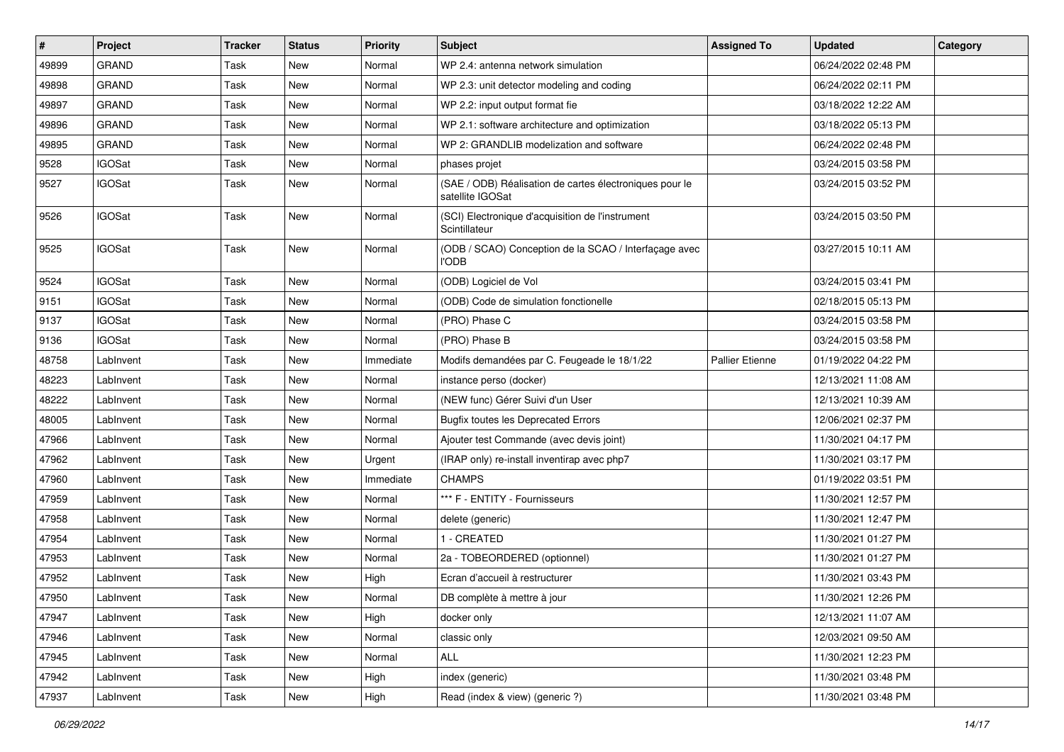| # | Project | Tracker | Status | Priority | Subject | Assigned To | Updated | Category |
|---|---|---|---|---|---|---|---|---|
| 49899 | GRAND | Task | New | Normal | WP 2.4: antenna network simulation | | 06/24/2022 02:48 PM | |
| 49898 | GRAND | Task | New | Normal | WP 2.3: unit detector modeling and coding | | 06/24/2022 02:11 PM | |
| 49897 | GRAND | Task | New | Normal | WP 2.2: input output format fie | | 03/18/2022 12:22 AM | |
| 49896 | GRAND | Task | New | Normal | WP 2.1: software architecture and optimization | | 03/18/2022 05:13 PM | |
| 49895 | GRAND | Task | New | Normal | WP 2: GRANDLIB modelization and software | | 06/24/2022 02:48 PM | |
| 9528 | IGOSat | Task | New | Normal | phases projet | | 03/24/2015 03:58 PM | |
| 9527 | IGOSat | Task | New | Normal | (SAE / ODB) Réalisation de cartes électroniques pour le satellite IGOSat | | 03/24/2015 03:52 PM | |
| 9526 | IGOSat | Task | New | Normal | (SCI) Electronique d'acquisition de l'instrument Scintillateur | | 03/24/2015 03:50 PM | |
| 9525 | IGOSat | Task | New | Normal | (ODB / SCAO) Conception de la SCAO / Interfaçage avec l'ODB | | 03/27/2015 10:11 AM | |
| 9524 | IGOSat | Task | New | Normal | (ODB) Logiciel de Vol | | 03/24/2015 03:41 PM | |
| 9151 | IGOSat | Task | New | Normal | (ODB) Code de simulation fonctionelle | | 02/18/2015 05:13 PM | |
| 9137 | IGOSat | Task | New | Normal | (PRO) Phase C | | 03/24/2015 03:58 PM | |
| 9136 | IGOSat | Task | New | Normal | (PRO) Phase B | | 03/24/2015 03:58 PM | |
| 48758 | LabInvent | Task | New | Immediate | Modifs demandées par C. Feugeade le 18/1/22 | Pallier Etienne | 01/19/2022 04:22 PM | |
| 48223 | LabInvent | Task | New | Normal | instance perso (docker) | | 12/13/2021 11:08 AM | |
| 48222 | LabInvent | Task | New | Normal | (NEW func) Gérer Suivi d'un User | | 12/13/2021 10:39 AM | |
| 48005 | LabInvent | Task | New | Normal | Bugfix toutes les Deprecated Errors | | 12/06/2021 02:37 PM | |
| 47966 | LabInvent | Task | New | Normal | Ajouter test Commande (avec devis joint) | | 11/30/2021 04:17 PM | |
| 47962 | LabInvent | Task | New | Urgent | (IRAP only) re-install inventirap avec php7 | | 11/30/2021 03:17 PM | |
| 47960 | LabInvent | Task | New | Immediate | CHAMPS | | 01/19/2022 03:51 PM | |
| 47959 | LabInvent | Task | New | Normal | *** F - ENTITY - Fournisseurs | | 11/30/2021 12:57 PM | |
| 47958 | LabInvent | Task | New | Normal | delete (generic) | | 11/30/2021 12:47 PM | |
| 47954 | LabInvent | Task | New | Normal | 1 - CREATED | | 11/30/2021 01:27 PM | |
| 47953 | LabInvent | Task | New | Normal | 2a - TOBEORDERED (optionnel) | | 11/30/2021 01:27 PM | |
| 47952 | LabInvent | Task | New | High | Ecran d'accueil à restructurer | | 11/30/2021 03:43 PM | |
| 47950 | LabInvent | Task | New | Normal | DB complète à mettre à jour | | 11/30/2021 12:26 PM | |
| 47947 | LabInvent | Task | New | High | docker only | | 12/13/2021 11:07 AM | |
| 47946 | LabInvent | Task | New | Normal | classic only | | 12/03/2021 09:50 AM | |
| 47945 | LabInvent | Task | New | Normal | ALL | | 11/30/2021 12:23 PM | |
| 47942 | LabInvent | Task | New | High | index (generic) | | 11/30/2021 03:48 PM | |
| 47937 | LabInvent | Task | New | High | Read (index & view) (generic ?) | | 11/30/2021 03:48 PM | |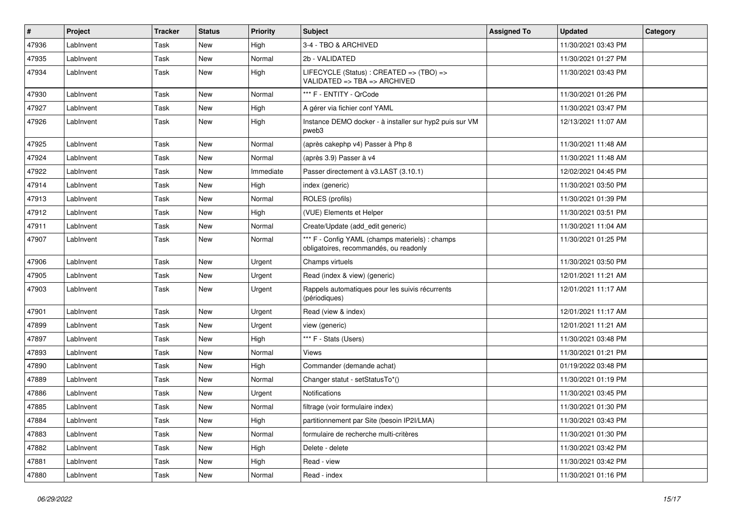| # | Project | Tracker | Status | Priority | Subject | Assigned To | Updated | Category |
| --- | --- | --- | --- | --- | --- | --- | --- | --- |
| 47936 | LabInvent | Task | New | High | 3-4 - TBO & ARCHIVED | | 11/30/2021 03:43 PM | |
| 47935 | LabInvent | Task | New | Normal | 2b - VALIDATED | | 11/30/2021 01:27 PM | |
| 47934 | LabInvent | Task | New | High | LIFECYCLE (Status) : CREATED => (TBO) => VALIDATED => TBA => ARCHIVED | | 11/30/2021 03:43 PM | |
| 47930 | LabInvent | Task | New | Normal | *** F - ENTITY - QrCode | | 11/30/2021 01:26 PM | |
| 47927 | LabInvent | Task | New | High | A gérer via fichier conf YAML | | 11/30/2021 03:47 PM | |
| 47926 | LabInvent | Task | New | High | Instance DEMO docker - à installer sur hyp2 puis sur VM pweb3 | | 12/13/2021 11:07 AM | |
| 47925 | LabInvent | Task | New | Normal | (après cakephp v4) Passer à Php 8 | | 11/30/2021 11:48 AM | |
| 47924 | LabInvent | Task | New | Normal | (après 3.9) Passer à v4 | | 11/30/2021 11:48 AM | |
| 47922 | LabInvent | Task | New | Immediate | Passer directement à v3.LAST (3.10.1) | | 12/02/2021 04:45 PM | |
| 47914 | LabInvent | Task | New | High | index (generic) | | 11/30/2021 03:50 PM | |
| 47913 | LabInvent | Task | New | Normal | ROLES (profils) | | 11/30/2021 01:39 PM | |
| 47912 | LabInvent | Task | New | High | (VUE) Elements et Helper | | 11/30/2021 03:51 PM | |
| 47911 | LabInvent | Task | New | Normal | Create/Update (add_edit generic) | | 11/30/2021 11:04 AM | |
| 47907 | LabInvent | Task | New | Normal | *** F - Config YAML (champs materiels) : champs obligatoires, recommandés, ou readonly | | 11/30/2021 01:25 PM | |
| 47906 | LabInvent | Task | New | Urgent | Champs virtuels | | 11/30/2021 03:50 PM | |
| 47905 | LabInvent | Task | New | Urgent | Read (index & view) (generic) | | 12/01/2021 11:21 AM | |
| 47903 | LabInvent | Task | New | Urgent | Rappels automatiques pour les suivis récurrents (périodiques) | | 12/01/2021 11:17 AM | |
| 47901 | LabInvent | Task | New | Urgent | Read (view & index) | | 12/01/2021 11:17 AM | |
| 47899 | LabInvent | Task | New | Urgent | view (generic) | | 12/01/2021 11:21 AM | |
| 47897 | LabInvent | Task | New | High | *** F - Stats (Users) | | 11/30/2021 03:48 PM | |
| 47893 | LabInvent | Task | New | Normal | Views | | 11/30/2021 01:21 PM | |
| 47890 | LabInvent | Task | New | High | Commander (demande achat) | | 01/19/2022 03:48 PM | |
| 47889 | LabInvent | Task | New | Normal | Changer statut - setStatusTo*() | | 11/30/2021 01:19 PM | |
| 47886 | LabInvent | Task | New | Urgent | Notifications | | 11/30/2021 03:45 PM | |
| 47885 | LabInvent | Task | New | Normal | filtrage (voir formulaire index) | | 11/30/2021 01:30 PM | |
| 47884 | LabInvent | Task | New | High | partitionnement par Site (besoin IP2I/LMA) | | 11/30/2021 03:43 PM | |
| 47883 | LabInvent | Task | New | Normal | formulaire de recherche multi-critères | | 11/30/2021 01:30 PM | |
| 47882 | LabInvent | Task | New | High | Delete - delete | | 11/30/2021 03:42 PM | |
| 47881 | LabInvent | Task | New | High | Read - view | | 11/30/2021 03:42 PM | |
| 47880 | LabInvent | Task | New | Normal | Read - index | | 11/30/2021 01:16 PM | |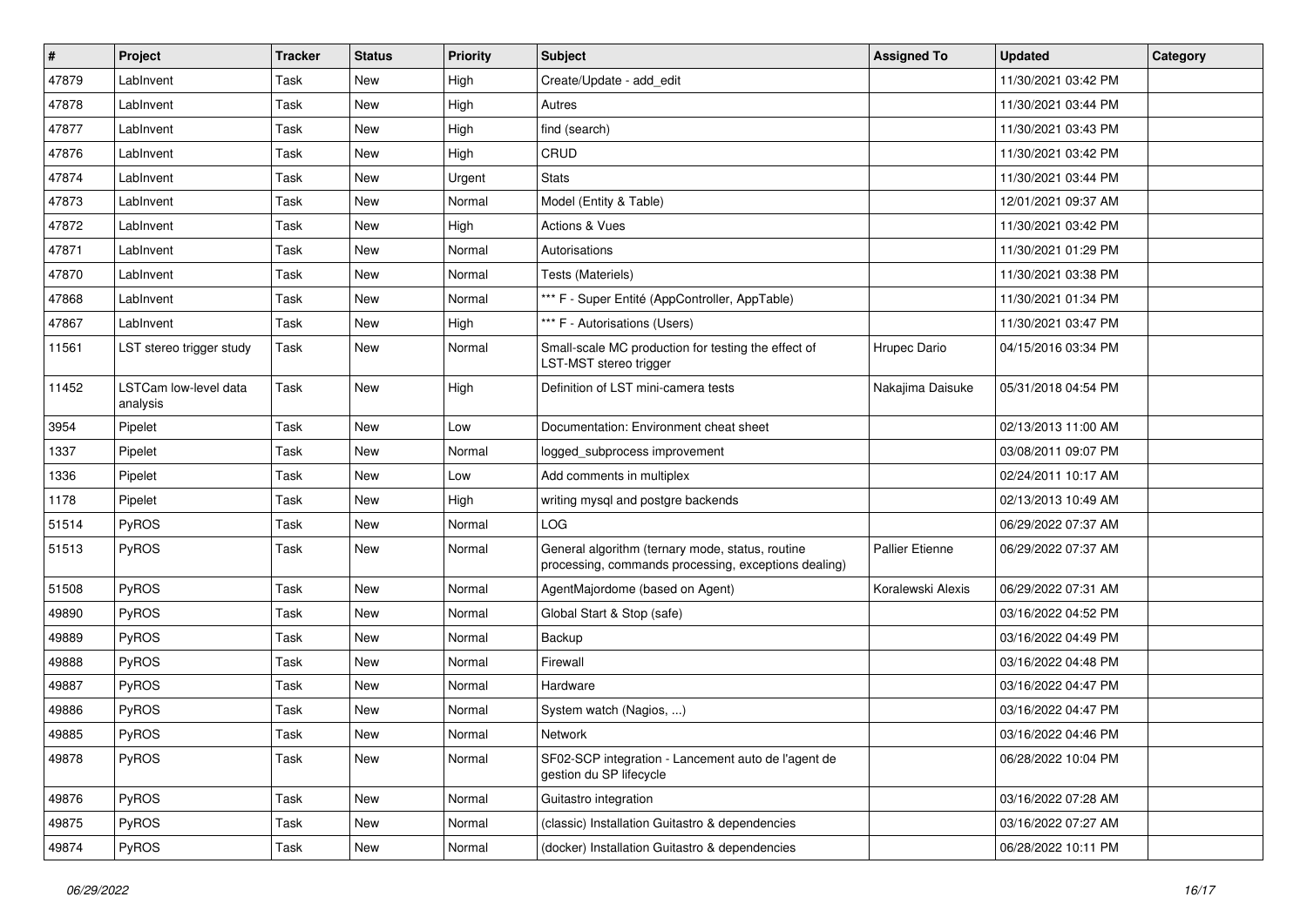| # | Project | Tracker | Status | Priority | Subject | Assigned To | Updated | Category |
|---|---|---|---|---|---|---|---|---|
| 47879 | LabInvent | Task | New | High | Create/Update - add_edit | | 11/30/2021 03:42 PM | |
| 47878 | LabInvent | Task | New | High | Autres | | 11/30/2021 03:44 PM | |
| 47877 | LabInvent | Task | New | High | find (search) | | 11/30/2021 03:43 PM | |
| 47876 | LabInvent | Task | New | High | CRUD | | 11/30/2021 03:42 PM | |
| 47874 | LabInvent | Task | New | Urgent | Stats | | 11/30/2021 03:44 PM | |
| 47873 | LabInvent | Task | New | Normal | Model (Entity & Table) | | 12/01/2021 09:37 AM | |
| 47872 | LabInvent | Task | New | High | Actions & Vues | | 11/30/2021 03:42 PM | |
| 47871 | LabInvent | Task | New | Normal | Autorisations | | 11/30/2021 01:29 PM | |
| 47870 | LabInvent | Task | New | Normal | Tests (Materiels) | | 11/30/2021 03:38 PM | |
| 47868 | LabInvent | Task | New | Normal | *** F - Super Entité (AppController, AppTable) | | 11/30/2021 01:34 PM | |
| 47867 | LabInvent | Task | New | High | *** F - Autorisations (Users) | | 11/30/2021 03:47 PM | |
| 11561 | LST stereo trigger study | Task | New | Normal | Small-scale MC production for testing the effect of LST-MST stereo trigger | Hrupec Dario | 04/15/2016 03:34 PM | |
| 11452 | LSTCam low-level data analysis | Task | New | High | Definition of LST mini-camera tests | Nakajima Daisuke | 05/31/2018 04:54 PM | |
| 3954 | Pipelet | Task | New | Low | Documentation: Environment cheat sheet | | 02/13/2013 11:00 AM | |
| 1337 | Pipelet | Task | New | Normal | logged_subprocess improvement | | 03/08/2011 09:07 PM | |
| 1336 | Pipelet | Task | New | Low | Add comments in multiplex | | 02/24/2011 10:17 AM | |
| 1178 | Pipelet | Task | New | High | writing mysql and postgre backends | | 02/13/2013 10:49 AM | |
| 51514 | PyROS | Task | New | Normal | LOG | | 06/29/2022 07:37 AM | |
| 51513 | PyROS | Task | New | Normal | General algorithm (ternary mode, status, routine processing, commands processing, exceptions dealing) | Pallier Etienne | 06/29/2022 07:37 AM | |
| 51508 | PyROS | Task | New | Normal | AgentMajordome (based on Agent) | Koralewski Alexis | 06/29/2022 07:31 AM | |
| 49890 | PyROS | Task | New | Normal | Global Start & Stop (safe) | | 03/16/2022 04:52 PM | |
| 49889 | PyROS | Task | New | Normal | Backup | | 03/16/2022 04:49 PM | |
| 49888 | PyROS | Task | New | Normal | Firewall | | 03/16/2022 04:48 PM | |
| 49887 | PyROS | Task | New | Normal | Hardware | | 03/16/2022 04:47 PM | |
| 49886 | PyROS | Task | New | Normal | System watch (Nagios, ...) | | 03/16/2022 04:47 PM | |
| 49885 | PyROS | Task | New | Normal | Network | | 03/16/2022 04:46 PM | |
| 49878 | PyROS | Task | New | Normal | SF02-SCP integration - Lancement auto de l'agent de gestion du SP lifecycle | | 06/28/2022 10:04 PM | |
| 49876 | PyROS | Task | New | Normal | Guitastro integration | | 03/16/2022 07:28 AM | |
| 49875 | PyROS | Task | New | Normal | (classic) Installation Guitastro & dependencies | | 03/16/2022 07:27 AM | |
| 49874 | PyROS | Task | New | Normal | (docker) Installation Guitastro & dependencies | | 06/28/2022 10:11 PM | |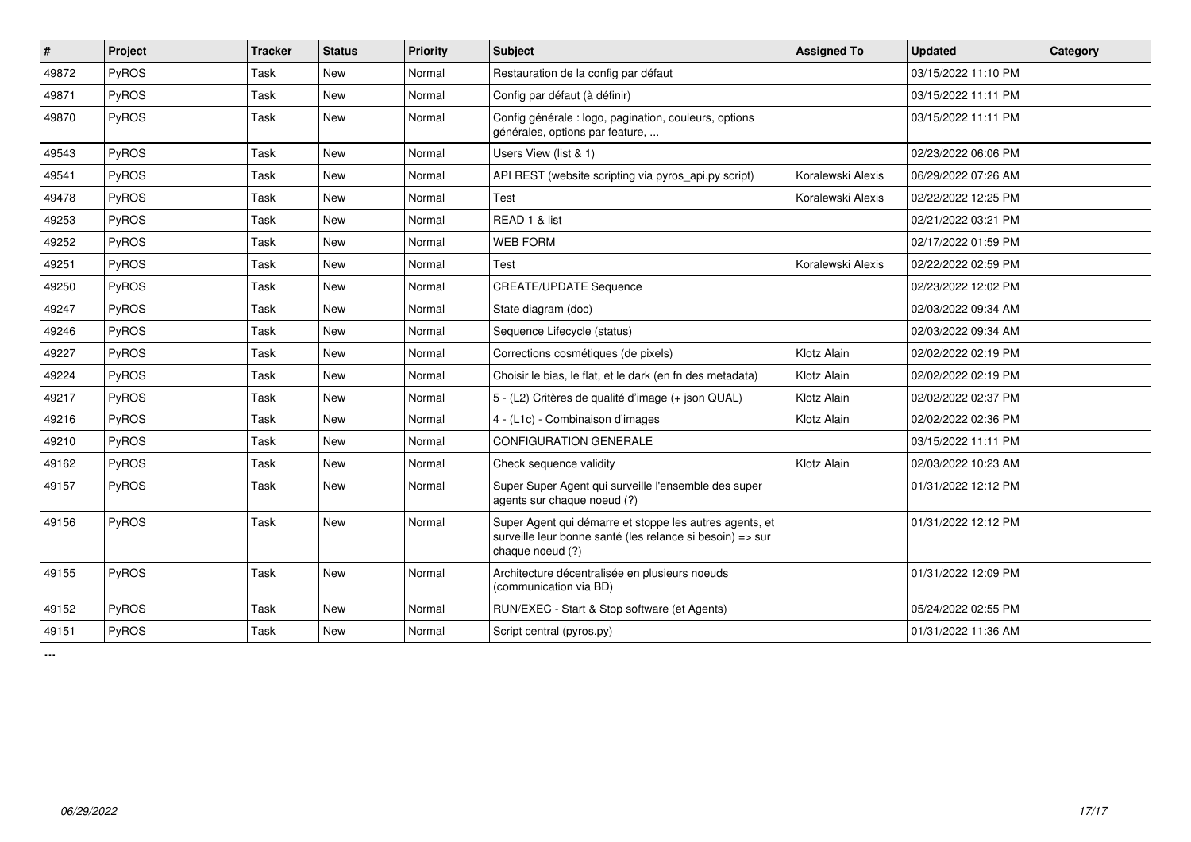| # | Project | Tracker | Status | Priority | Subject | Assigned To | Updated | Category |
|---|---|---|---|---|---|---|---|---|
| 49872 | PyROS | Task | New | Normal | Restauration de la config par défaut | | 03/15/2022 11:10 PM | |
| 49871 | PyROS | Task | New | Normal | Config par défaut (à définir) | | 03/15/2022 11:11 PM | |
| 49870 | PyROS | Task | New | Normal | Config générale : logo, pagination, couleurs, options générales, options par feature, ... | | 03/15/2022 11:11 PM | |
| 49543 | PyROS | Task | New | Normal | Users View (list & 1) | | 02/23/2022 06:06 PM | |
| 49541 | PyROS | Task | New | Normal | API REST (website scripting via pyros_api.py script) | Koralewski Alexis | 06/29/2022 07:26 AM | |
| 49478 | PyROS | Task | New | Normal | Test | Koralewski Alexis | 02/22/2022 12:25 PM | |
| 49253 | PyROS | Task | New | Normal | READ 1 & list | | 02/21/2022 03:21 PM | |
| 49252 | PyROS | Task | New | Normal | WEB FORM | | 02/17/2022 01:59 PM | |
| 49251 | PyROS | Task | New | Normal | Test | Koralewski Alexis | 02/22/2022 02:59 PM | |
| 49250 | PyROS | Task | New | Normal | CREATE/UPDATE Sequence | | 02/23/2022 12:02 PM | |
| 49247 | PyROS | Task | New | Normal | State diagram (doc) | | 02/03/2022 09:34 AM | |
| 49246 | PyROS | Task | New | Normal | Sequence Lifecycle (status) | | 02/03/2022 09:34 AM | |
| 49227 | PyROS | Task | New | Normal | Corrections cosmétiques (de pixels) | Klotz Alain | 02/02/2022 02:19 PM | |
| 49224 | PyROS | Task | New | Normal | Choisir le bias, le flat, et le dark (en fn des metadata) | Klotz Alain | 02/02/2022 02:19 PM | |
| 49217 | PyROS | Task | New | Normal | 5 - (L2) Critères de qualité d'image (+ json QUAL) | Klotz Alain | 02/02/2022 02:37 PM | |
| 49216 | PyROS | Task | New | Normal | 4 - (L1c) - Combinaison d'images | Klotz Alain | 02/02/2022 02:36 PM | |
| 49210 | PyROS | Task | New | Normal | CONFIGURATION GENERALE | | 03/15/2022 11:11 PM | |
| 49162 | PyROS | Task | New | Normal | Check sequence validity | Klotz Alain | 02/03/2022 10:23 AM | |
| 49157 | PyROS | Task | New | Normal | Super Super Agent qui surveille l'ensemble des super agents sur chaque noeud (?) | | 01/31/2022 12:12 PM | |
| 49156 | PyROS | Task | New | Normal | Super Agent qui démarre et stoppe les autres agents, et surveille leur bonne santé (les relance si besoin) => sur chaque noeud (?) | | 01/31/2022 12:12 PM | |
| 49155 | PyROS | Task | New | Normal | Architecture décentralisée en plusieurs noeuds (communication via BD) | | 01/31/2022 12:09 PM | |
| 49152 | PyROS | Task | New | Normal | RUN/EXEC - Start & Stop software (et Agents) | | 05/24/2022 02:55 PM | |
| 49151 | PyROS | Task | New | Normal | Script central (pyros.py) | | 01/31/2022 11:36 AM | |

...